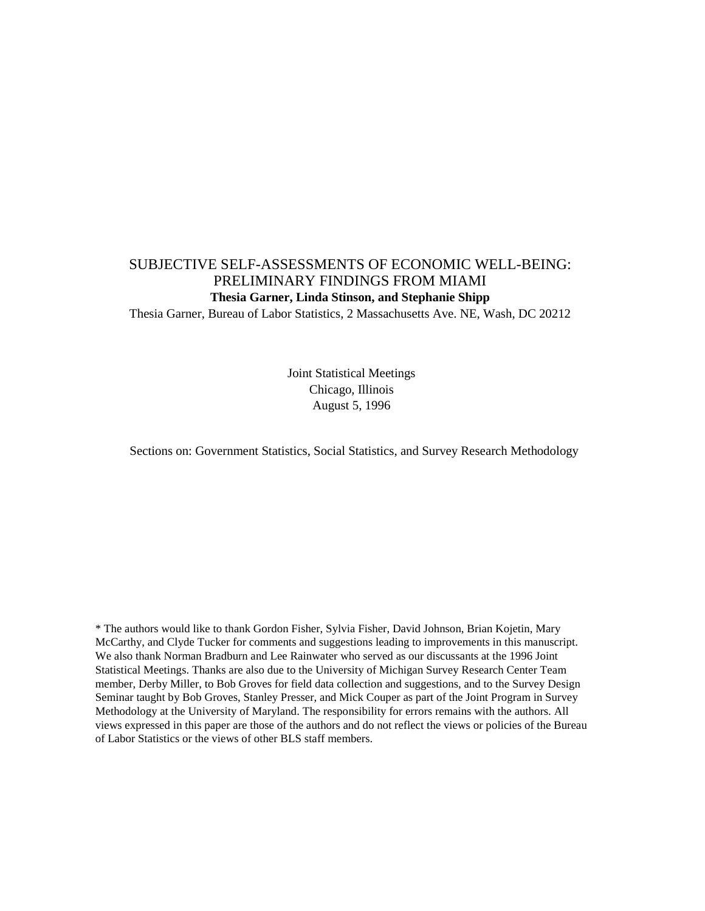# SUBJECTIVE SELF-ASSESSMENTS OF ECONOMIC WELL-BEING: PRELIMINARY FINDINGS FROM MIAMI

**Thesia Garner, Linda Stinson, and Stephanie Shipp**

Thesia Garner, Bureau of Labor Statistics, 2 Massachusetts Ave. NE, Wash, DC 20212

Joint Statistical Meetings
Chicago, Illinois
August 5, 1996

Sections on: Government Statistics, Social Statistics, and Survey Research Methodology

* The authors would like to thank Gordon Fisher, Sylvia Fisher, David Johnson, Brian Kojetin, Mary McCarthy, and Clyde Tucker for comments and suggestions leading to improvements in this manuscript. We also thank Norman Bradburn and Lee Rainwater who served as our discussants at the 1996 Joint Statistical Meetings. Thanks are also due to the University of Michigan Survey Research Center Team member, Derby Miller, to Bob Groves for field data collection and suggestions, and to the Survey Design Seminar taught by Bob Groves, Stanley Presser, and Mick Couper as part of the Joint Program in Survey Methodology at the University of Maryland. The responsibility for errors remains with the authors. All views expressed in this paper are those of the authors and do not reflect the views or policies of the Bureau of Labor Statistics or the views of other BLS staff members.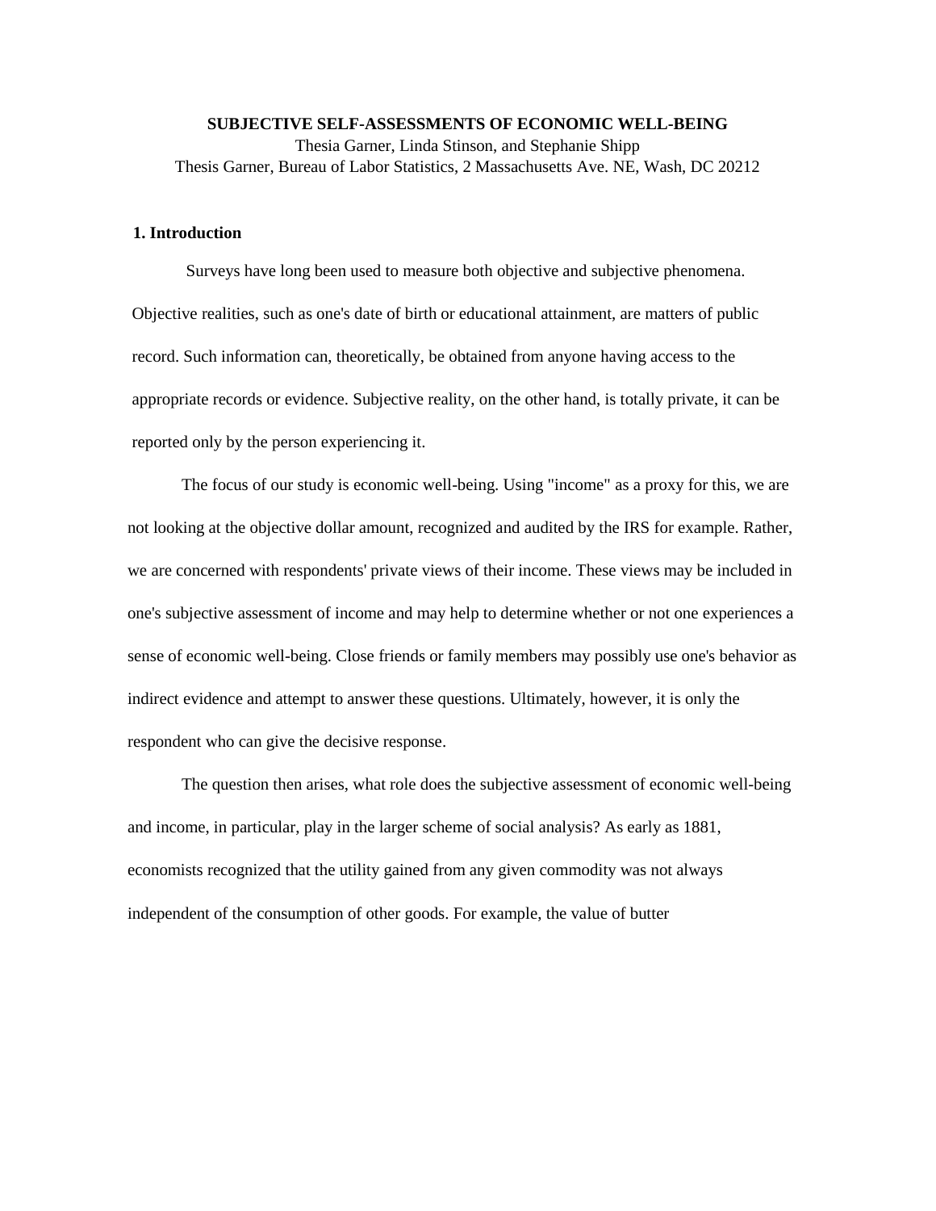**SUBJECTIVE SELF-ASSESSMENTS OF ECONOMIC WELL-BEING**

Thesia Garner, Linda Stinson, and Stephanie Shipp

Thesis Garner, Bureau of Labor Statistics, 2 Massachusetts Ave. NE, Wash, DC 20212

## 1. Introduction

Surveys have long been used to measure both objective and subjective phenomena. Objective realities, such as one's date of birth or educational attainment, are matters of public record. Such information can, theoretically, be obtained from anyone having access to the appropriate records or evidence. Subjective reality, on the other hand, is totally private, it can be reported only by the person experiencing it.

The focus of our study is economic well-being. Using "income" as a proxy for this, we are not looking at the objective dollar amount, recognized and audited by the IRS for example. Rather, we are concerned with respondents' private views of their income. These views may be included in one's subjective assessment of income and may help to determine whether or not one experiences a sense of economic well-being. Close friends or family members may possibly use one's behavior as indirect evidence and attempt to answer these questions. Ultimately, however, it is only the respondent who can give the decisive response.

The question then arises, what role does the subjective assessment of economic well-being and income, in particular, play in the larger scheme of social analysis? As early as 1881, economists recognized that the utility gained from any given commodity was not always independent of the consumption of other goods. For example, the value of butter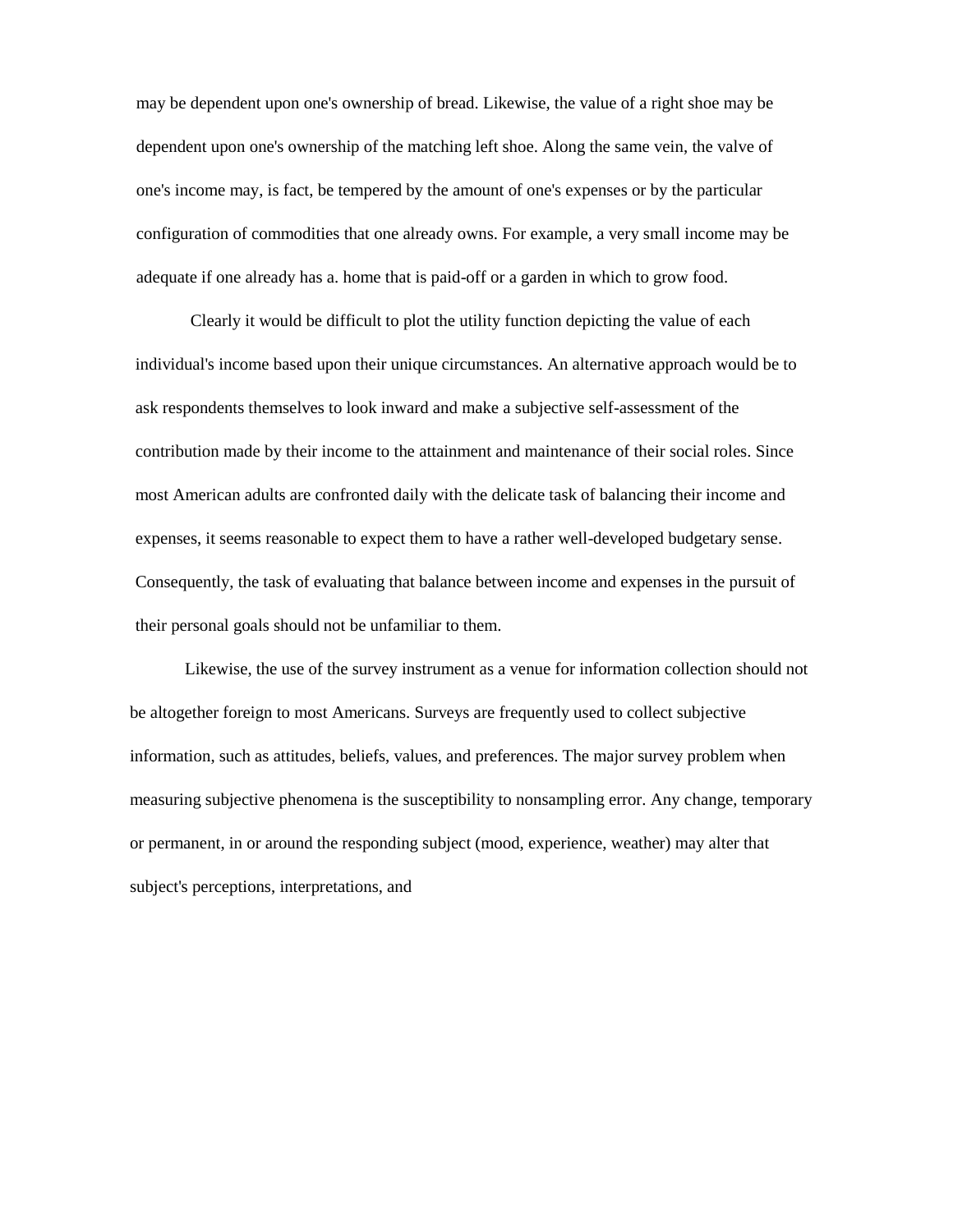may be dependent upon one's ownership of bread. Likewise, the value of a right shoe may be dependent upon one's ownership of the matching left shoe. Along the same vein, the valve of one's income may, is fact, be tempered by the amount of one's expenses or by the particular configuration of commodities that one already owns. For example, a very small income may be adequate if one already has a. home that is paid-off or a garden in which to grow food.

Clearly it would be difficult to plot the utility function depicting the value of each individual's income based upon their unique circumstances. An alternative approach would be to ask respondents themselves to look inward and make a subjective self-assessment of the contribution made by their income to the attainment and maintenance of their social roles. Since most American adults are confronted daily with the delicate task of balancing their income and expenses, it seems reasonable to expect them to have a rather well-developed budgetary sense. Consequently, the task of evaluating that balance between income and expenses in the pursuit of their personal goals should not be unfamiliar to them.

Likewise, the use of the survey instrument as a venue for information collection should not be altogether foreign to most Americans. Surveys are frequently used to collect subjective information, such as attitudes, beliefs, values, and preferences. The major survey problem when measuring subjective phenomena is the susceptibility to nonsampling error. Any change, temporary or permanent, in or around the responding subject (mood, experience, weather) may alter that subject's perceptions, interpretations, and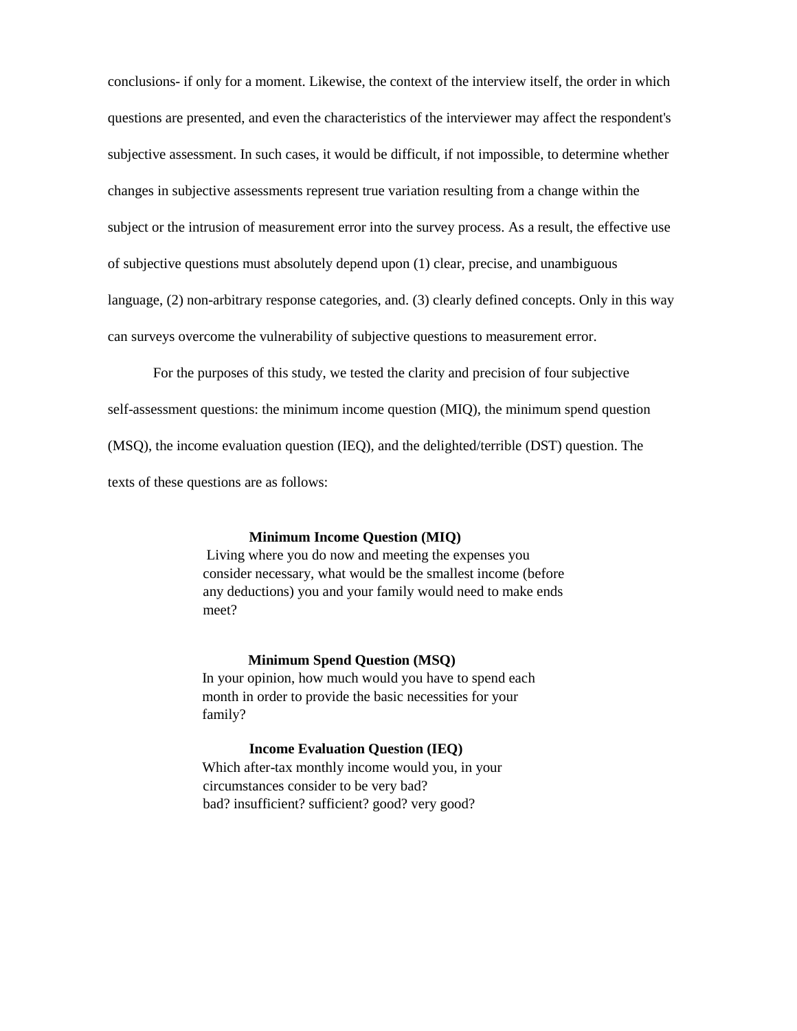conclusions- if only for a moment. Likewise, the context of the interview itself, the order in which questions are presented, and even the characteristics of the interviewer may affect the respondent's subjective assessment. In such cases, it would be difficult, if not impossible, to determine whether changes in subjective assessments represent true variation resulting from a change within the subject or the intrusion of measurement error into the survey process. As a result, the effective use of subjective questions must absolutely depend upon (1) clear, precise, and unambiguous language, (2) non-arbitrary response categories, and. (3) clearly defined concepts. Only in this way can surveys overcome the vulnerability of subjective questions to measurement error.

For the purposes of this study, we tested the clarity and precision of four subjective self-assessment questions: the minimum income question (MIQ), the minimum spend question (MSQ), the income evaluation question (IEQ), and the delighted/terrible (DST) question. The texts of these questions are as follows:

> **Minimum Income Question (MIQ)**
> Living where you do now and meeting the expenses you consider necessary, what would be the smallest income (before any deductions) you and your family would need to make ends meet?

> **Minimum Spend Question (MSQ)**
> In your opinion, how much would you have to spend each month in order to provide the basic necessities for your family?

> **Income Evaluation Question (IEQ)**
> Which after-tax monthly income would you, in your circumstances consider to be very bad?
> bad? insufficient? sufficient? good? very good?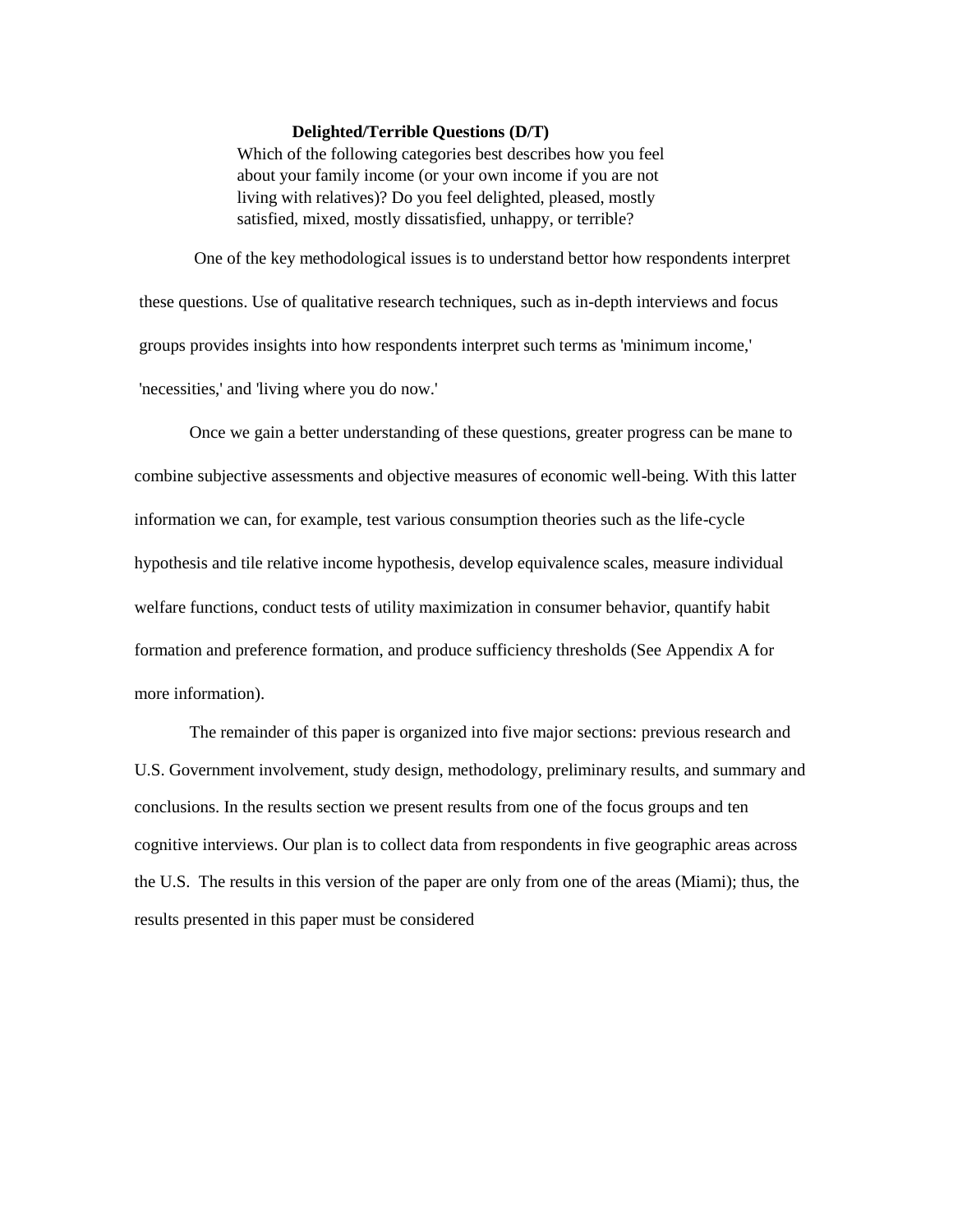**Delighted/Terrible Questions (D/T)**

Which of the following categories best describes how you feel about your family income (or your own income if you are not living with relatives)? Do you feel delighted, pleased, mostly satisfied, mixed, mostly dissatisfied, unhappy, or terrible?

One of the key methodological issues is to understand bettor how respondents interpret these questions. Use of qualitative research techniques, such as in-depth interviews and focus groups provides insights into how respondents interpret such terms as 'minimum income,' 'necessities,' and 'living where you do now.'

Once we gain a better understanding of these questions, greater progress can be mane to combine subjective assessments and objective measures of economic well-being. With this latter information we can, for example, test various consumption theories such as the life-cycle hypothesis and tile relative income hypothesis, develop equivalence scales, measure individual welfare functions, conduct tests of utility maximization in consumer behavior, quantify habit formation and preference formation, and produce sufficiency thresholds (See Appendix A for more information).

The remainder of this paper is organized into five major sections: previous research and U.S. Government involvement, study design, methodology, preliminary results, and summary and conclusions. In the results section we present results from one of the focus groups and ten cognitive interviews. Our plan is to collect data from respondents in five geographic areas across the U.S. The results in this version of the paper are only from one of the areas (Miami); thus, the results presented in this paper must be considered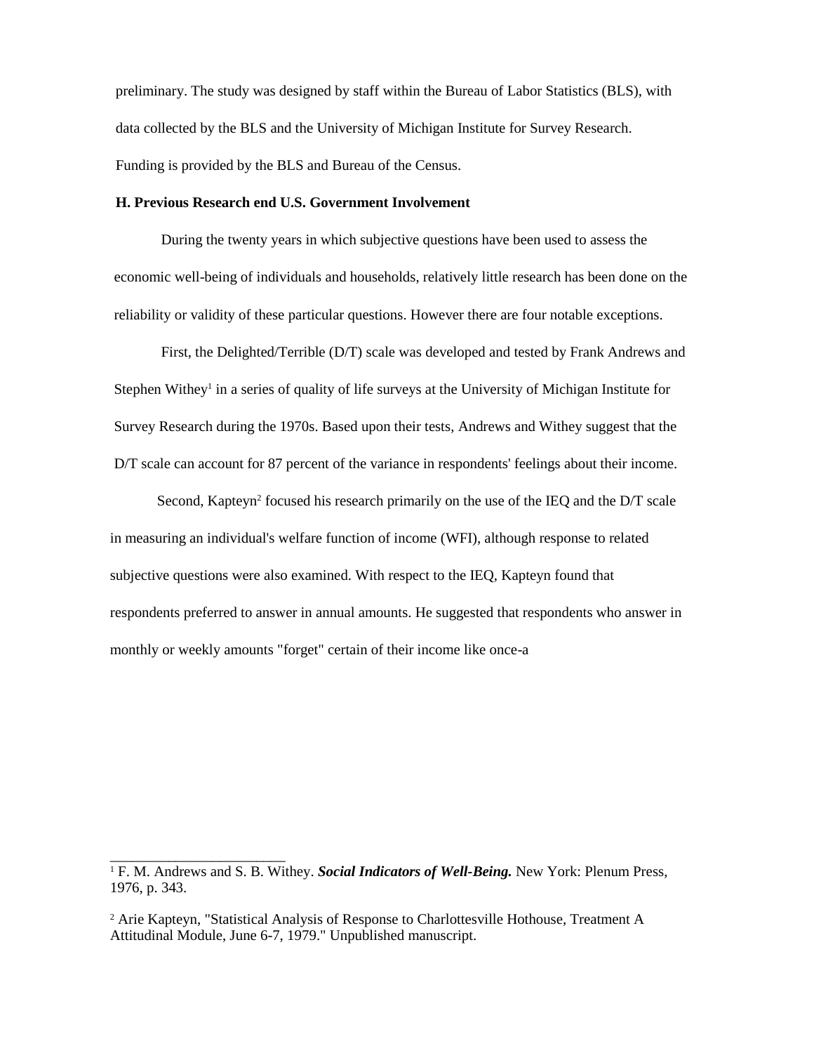preliminary. The study was designed by staff within the Bureau of Labor Statistics (BLS), with data collected by the BLS and the University of Michigan Institute for Survey Research. Funding is provided by the BLS and Bureau of the Census.

**H. Previous Research end U.S. Government Involvement**

During the twenty years in which subjective questions have been used to assess the economic well-being of individuals and households, relatively little research has been done on the reliability or validity of these particular questions. However there are four notable exceptions.

First, the Delighted/Terrible (D/T) scale was developed and tested by Frank Andrews and Stephen Withey[1] in a series of quality of life surveys at the University of Michigan Institute for Survey Research during the 1970s. Based upon their tests, Andrews and Withey suggest that the D/T scale can account for 87 percent of the variance in respondents' feelings about their income.

Second, Kapteyn[2] focused his research primarily on the use of the IEQ and the D/T scale in measuring an individual's welfare function of income (WFI), although response to related subjective questions were also examined. With respect to the IEQ, Kapteyn found that respondents preferred to answer in annual amounts. He suggested that respondents who answer in monthly or weekly amounts "forget" certain of their income like once-a

---

[1] F. M. Andrews and S. B. Withey. ***Social Indicators of Well-Being.*** New York: Plenum Press, 1976, p. 343.

[2] Arie Kapteyn, "Statistical Analysis of Response to Charlottesville Hothouse, Treatment A Attitudinal Module, June 6-7, 1979." Unpublished manuscript.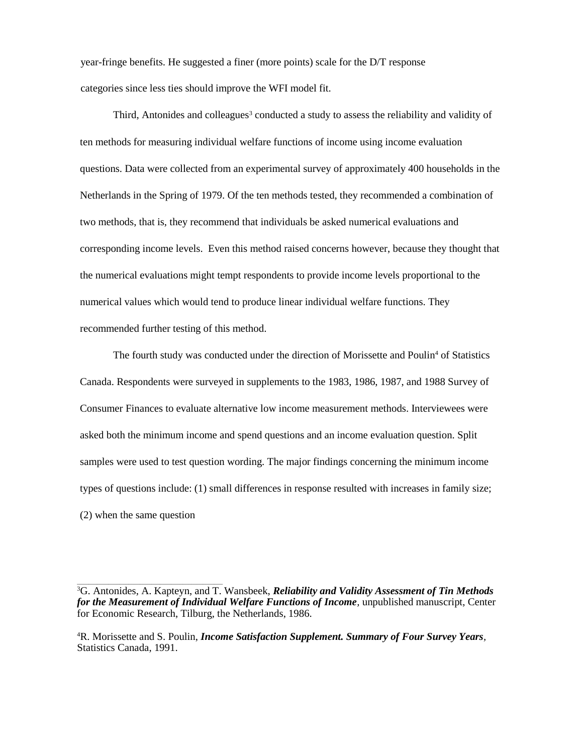year-fringe benefits. He suggested a finer (more points) scale for the D/T response categories since less ties should improve the WFI model fit.

Third, Antonides and colleagues[3] conducted a study to assess the reliability and validity of ten methods for measuring individual welfare functions of income using income evaluation questions. Data were collected from an experimental survey of approximately 400 households in the Netherlands in the Spring of 1979. Of the ten methods tested, they recommended a combination of two methods, that is, they recommend that individuals be asked numerical evaluations and corresponding income levels. Even this method raised concerns however, because they thought that the numerical evaluations might tempt respondents to provide income levels proportional to the numerical values which would tend to produce linear individual welfare functions. They recommended further testing of this method.

The fourth study was conducted under the direction of Morissette and Poulin[4] of Statistics Canada. Respondents were surveyed in supplements to the 1983, 1986, 1987, and 1988 Survey of Consumer Finances to evaluate alternative low income measurement methods. Interviewees were asked both the minimum income and spend questions and an income evaluation question. Split samples were used to test question wording. The major findings concerning the minimum income types of questions include: (1) small differences in response resulted with increases in family size; (2) when the same question

---

[3] G. Antonides, A. Kapteyn, and T. Wansbeek, ***Reliability and Validity Assessment of Tin Methods for the Measurement of Individual Welfare Functions of Income***, unpublished manuscript, Center for Economic Research, Tilburg, the Netherlands, 1986.

[4] R. Morissette and S. Poulin, ***Income Satisfaction Supplement. Summary of Four Survey Years***, Statistics Canada, 1991.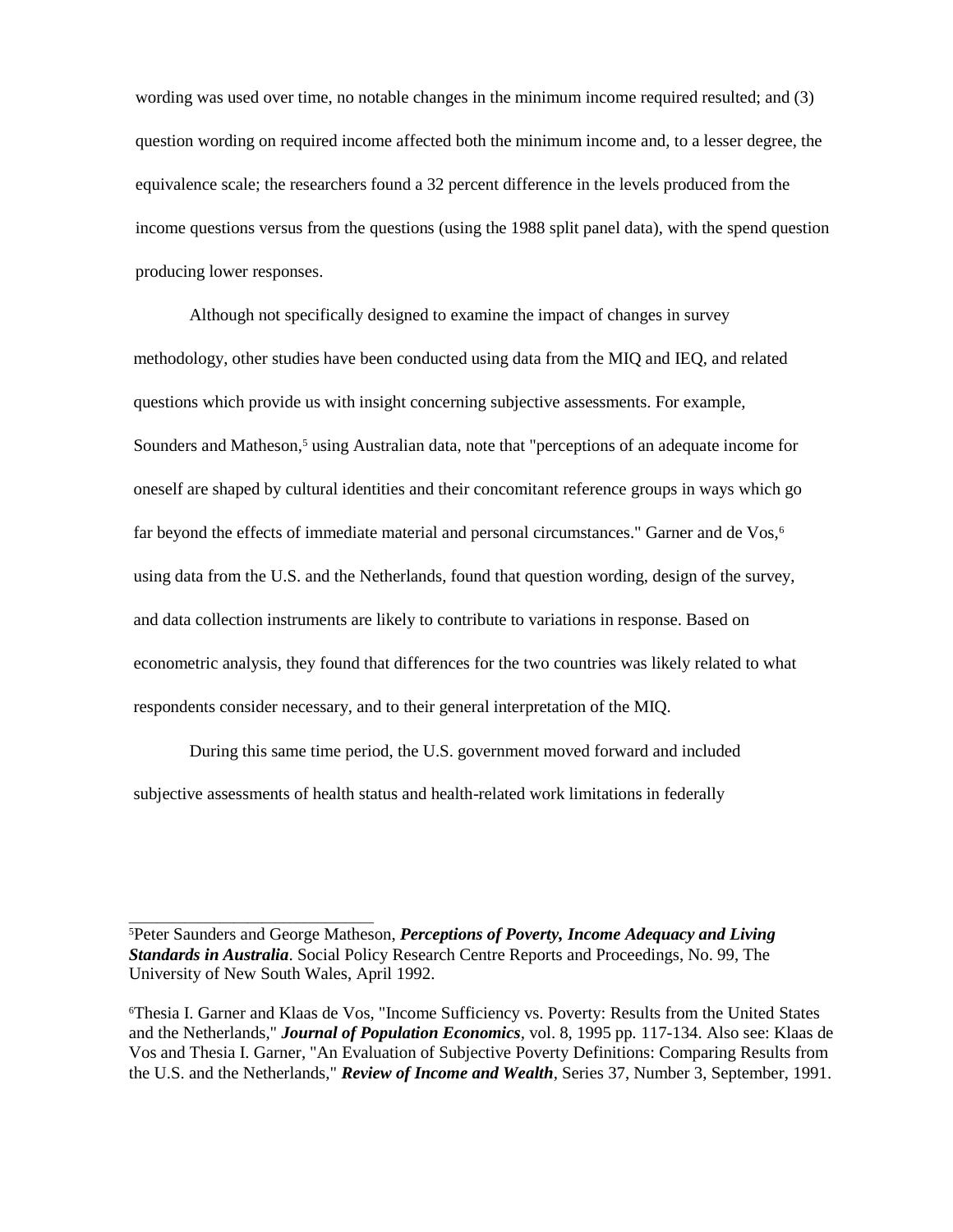wording was used over time, no notable changes in the minimum income required resulted; and (3) question wording on required income affected both the minimum income and, to a lesser degree, the equivalence scale; the researchers found a 32 percent difference in the levels produced from the income questions versus from the questions (using the 1988 split panel data), with the spend question producing lower responses.

Although not specifically designed to examine the impact of changes in survey methodology, other studies have been conducted using data from the MIQ and IEQ, and related questions which provide us with insight concerning subjective assessments. For example, Sounders and Matheson,[5] using Australian data, note that "perceptions of an adequate income for oneself are shaped by cultural identities and their concomitant reference groups in ways which go far beyond the effects of immediate material and personal circumstances." Garner and de Vos,[6] using data from the U.S. and the Netherlands, found that question wording, design of the survey, and data collection instruments are likely to contribute to variations in response. Based on econometric analysis, they found that differences for the two countries was likely related to what respondents consider necessary, and to their general interpretation of the MIQ.

During this same time period, the U.S. government moved forward and included subjective assessments of health status and health-related work limitations in federally

---

[5]Peter Saunders and George Matheson, ***Perceptions of Poverty, Income Adequacy and Living Standards in Australia***. Social Policy Research Centre Reports and Proceedings, No. 99, The University of New South Wales, April 1992.

[6]Thesia I. Garner and Klaas de Vos, "Income Sufficiency vs. Poverty: Results from the United States and the Netherlands," ***Journal of Population Economics***, vol. 8, 1995 pp. 117-134. Also see: Klaas de Vos and Thesia I. Garner, "An Evaluation of Subjective Poverty Definitions: Comparing Results from the U.S. and the Netherlands," ***Review of Income and Wealth***, Series 37, Number 3, September, 1991.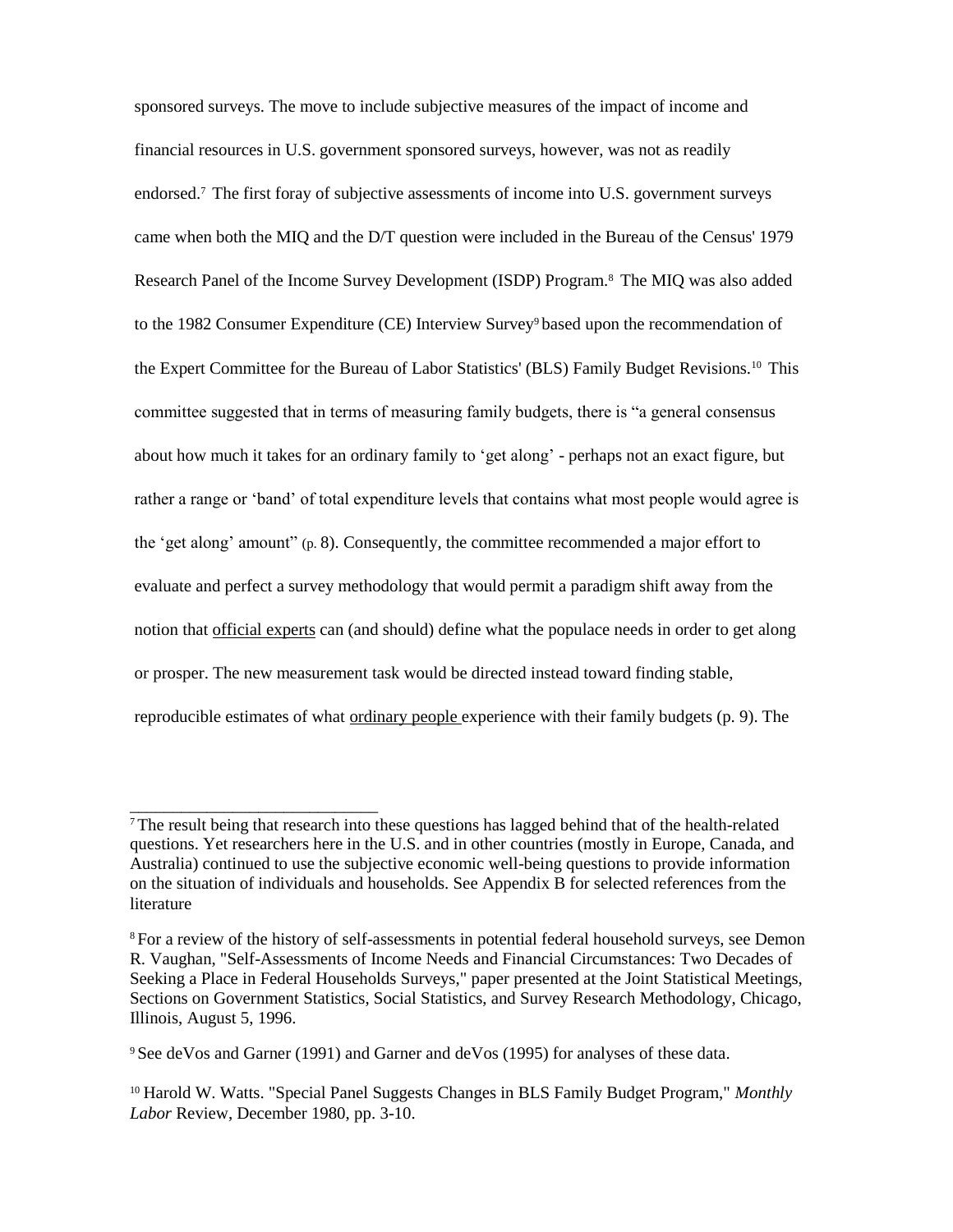sponsored surveys. The move to include subjective measures of the impact of income and financial resources in U.S. government sponsored surveys, however, was not as readily endorsed.[7] The first foray of subjective assessments of income into U.S. government surveys came when both the MIQ and the D/T question were included in the Bureau of the Census' 1979 Research Panel of the Income Survey Development (ISDP) Program.[8] The MIQ was also added to the 1982 Consumer Expenditure (CE) Interview Survey[9] based upon the recommendation of the Expert Committee for the Bureau of Labor Statistics' (BLS) Family Budget Revisions.[10] This committee suggested that in terms of measuring family budgets, there is "a general consensus about how much it takes for an ordinary family to 'get along' - perhaps not an exact figure, but rather a range or 'band' of total expenditure levels that contains what most people would agree is the 'get along' amount" (p. 8). Consequently, the committee recommended a major effort to evaluate and perfect a survey methodology that would permit a paradigm shift away from the notion that <u>official experts</u> can (and should) define what the populace needs in order to get along or prosper. The new measurement task would be directed instead toward finding stable, reproducible estimates of what <u>ordinary people</u> experience with their family budgets (p. 9). The

---

[7] The result being that research into these questions has lagged behind that of the health-related questions. Yet researchers here in the U.S. and in other countries (mostly in Europe, Canada, and Australia) continued to use the subjective economic well-being questions to provide information on the situation of individuals and households. See Appendix B for selected references from the literature

[8] For a review of the history of self-assessments in potential federal household surveys, see Demon R. Vaughan, "Self-Assessments of Income Needs and Financial Circumstances: Two Decades of Seeking a Place in Federal Households Surveys," paper presented at the Joint Statistical Meetings, Sections on Government Statistics, Social Statistics, and Survey Research Methodology, Chicago, Illinois, August 5, 1996.

[9] See deVos and Garner (1991) and Garner and deVos (1995) for analyses of these data.

[10] Harold W. Watts. "Special Panel Suggests Changes in BLS Family Budget Program," *Monthly Labor* Review, December 1980, pp. 3-10.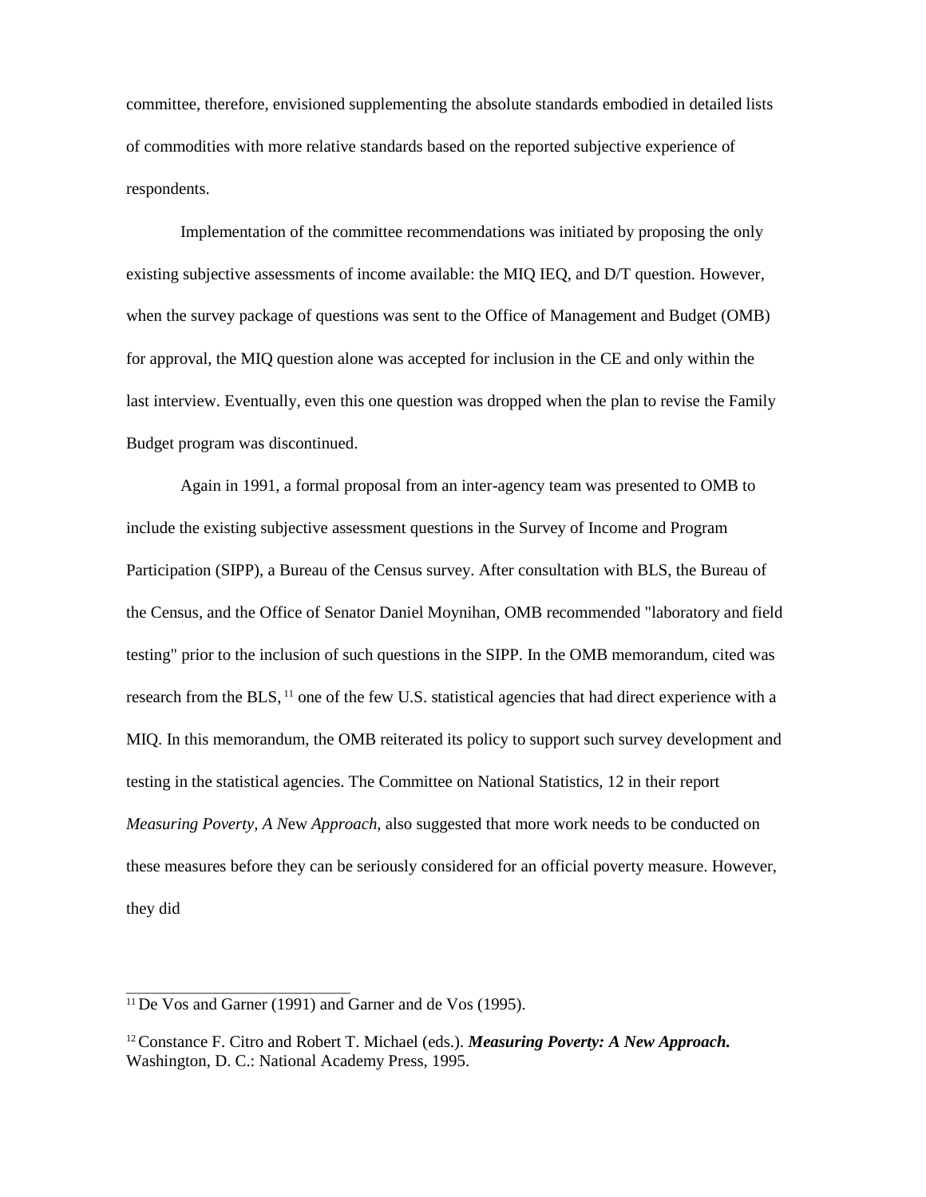committee, therefore, envisioned supplementing the absolute standards embodied in detailed lists of commodities with more relative standards based on the reported subjective experience of respondents.

Implementation of the committee recommendations was initiated by proposing the only existing subjective assessments of income available: the MIQ IEQ, and D/T question. However, when the survey package of questions was sent to the Office of Management and Budget (OMB) for approval, the MIQ question alone was accepted for inclusion in the CE and only within the last interview. Eventually, even this one question was dropped when the plan to revise the Family Budget program was discontinued.

Again in 1991, a formal proposal from an inter-agency team was presented to OMB to include the existing subjective assessment questions in the Survey of Income and Program Participation (SIPP), a Bureau of the Census survey. After consultation with BLS, the Bureau of the Census, and the Office of Senator Daniel Moynihan, OMB recommended "laboratory and field testing" prior to the inclusion of such questions in the SIPP. In the OMB memorandum, cited was research from the BLS, [11] one of the few U.S. statistical agencies that had direct experience with a MIQ. In this memorandum, the OMB reiterated its policy to support such survey development and testing in the statistical agencies. The Committee on National Statistics, 12 in their report *Measuring Poverty, A New Approach*, also suggested that more work needs to be conducted on these measures before they can be seriously considered for an official poverty measure. However, they did

---

[11] De Vos and Garner (1991) and Garner and de Vos (1995).

[12] Constance F. Citro and Robert T. Michael (eds.). ***Measuring Poverty: A New Approach.*** Washington, D. C.: National Academy Press, 1995.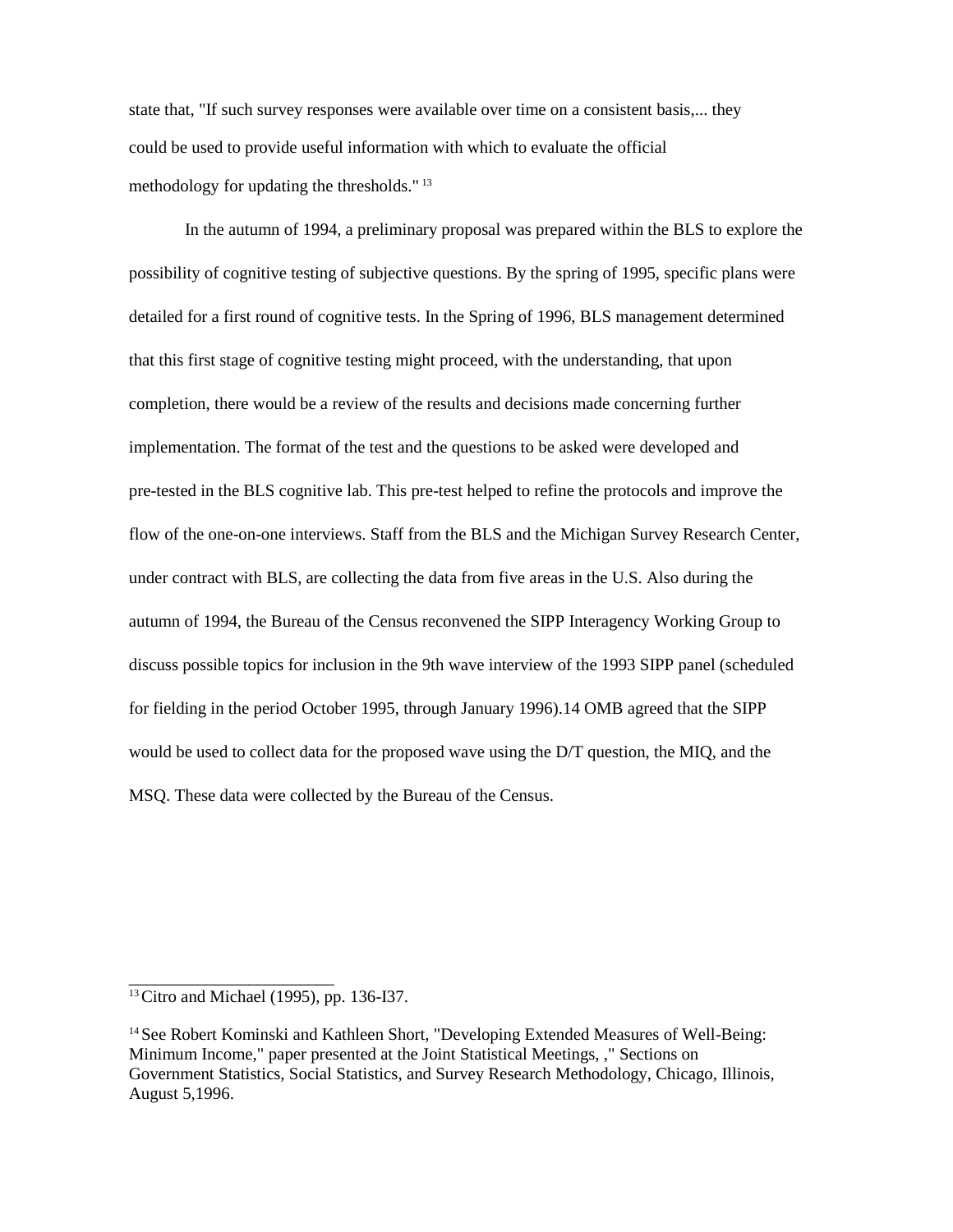state that, "If such survey responses were available over time on a consistent basis,... they could be used to provide useful information with which to evaluate the official methodology for updating the thresholds." [13]

In the autumn of 1994, a preliminary proposal was prepared within the BLS to explore the possibility of cognitive testing of subjective questions. By the spring of 1995, specific plans were detailed for a first round of cognitive tests. In the Spring of 1996, BLS management determined that this first stage of cognitive testing might proceed, with the understanding, that upon completion, there would be a review of the results and decisions made concerning further implementation. The format of the test and the questions to be asked were developed and pre-tested in the BLS cognitive lab. This pre-test helped to refine the protocols and improve the flow of the one-on-one interviews. Staff from the BLS and the Michigan Survey Research Center, under contract with BLS, are collecting the data from five areas in the U.S. Also during the autumn of 1994, the Bureau of the Census reconvened the SIPP Interagency Working Group to discuss possible topics for inclusion in the 9th wave interview of the 1993 SIPP panel (scheduled for fielding in the period October 1995, through January 1996).14 OMB agreed that the SIPP would be used to collect data for the proposed wave using the D/T question, the MIQ, and the MSQ. These data were collected by the Bureau of the Census.

---

[13] Citro and Michael (1995), pp. 136-I37.

[14] See Robert Kominski and Kathleen Short, "Developing Extended Measures of Well-Being: Minimum Income," paper presented at the Joint Statistical Meetings, ," Sections on Government Statistics, Social Statistics, and Survey Research Methodology, Chicago, Illinois, August 5,1996.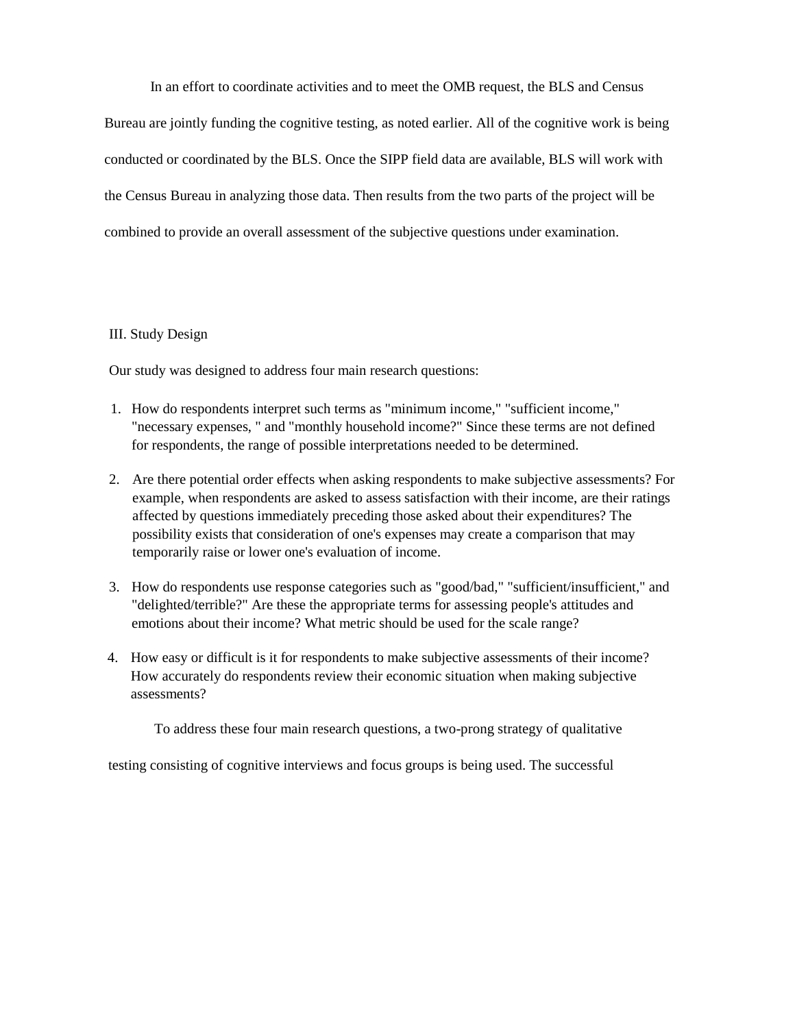In an effort to coordinate activities and to meet the OMB request, the BLS and Census Bureau are jointly funding the cognitive testing, as noted earlier. All of the cognitive work is being conducted or coordinated by the BLS. Once the SIPP field data are available, BLS will work with the Census Bureau in analyzing those data. Then results from the two parts of the project will be combined to provide an overall assessment of the subjective questions under examination.

## III. Study Design

Our study was designed to address four main research questions:

1. How do respondents interpret such terms as "minimum income," "sufficient income," "necessary expenses, " and "monthly household income?" Since these terms are not defined for respondents, the range of possible interpretations needed to be determined.

2. Are there potential order effects when asking respondents to make subjective assessments? For example, when respondents are asked to assess satisfaction with their income, are their ratings affected by questions immediately preceding those asked about their expenditures? The possibility exists that consideration of one's expenses may create a comparison that may temporarily raise or lower one's evaluation of income.

3. How do respondents use response categories such as "good/bad," "sufficient/insufficient," and "delighted/terrible?" Are these the appropriate terms for assessing people's attitudes and emotions about their income? What metric should be used for the scale range?

4. How easy or difficult is it for respondents to make subjective assessments of their income? How accurately do respondents review their economic situation when making subjective assessments?

To address these four main research questions, a two-prong strategy of qualitative testing consisting of cognitive interviews and focus groups is being used. The successful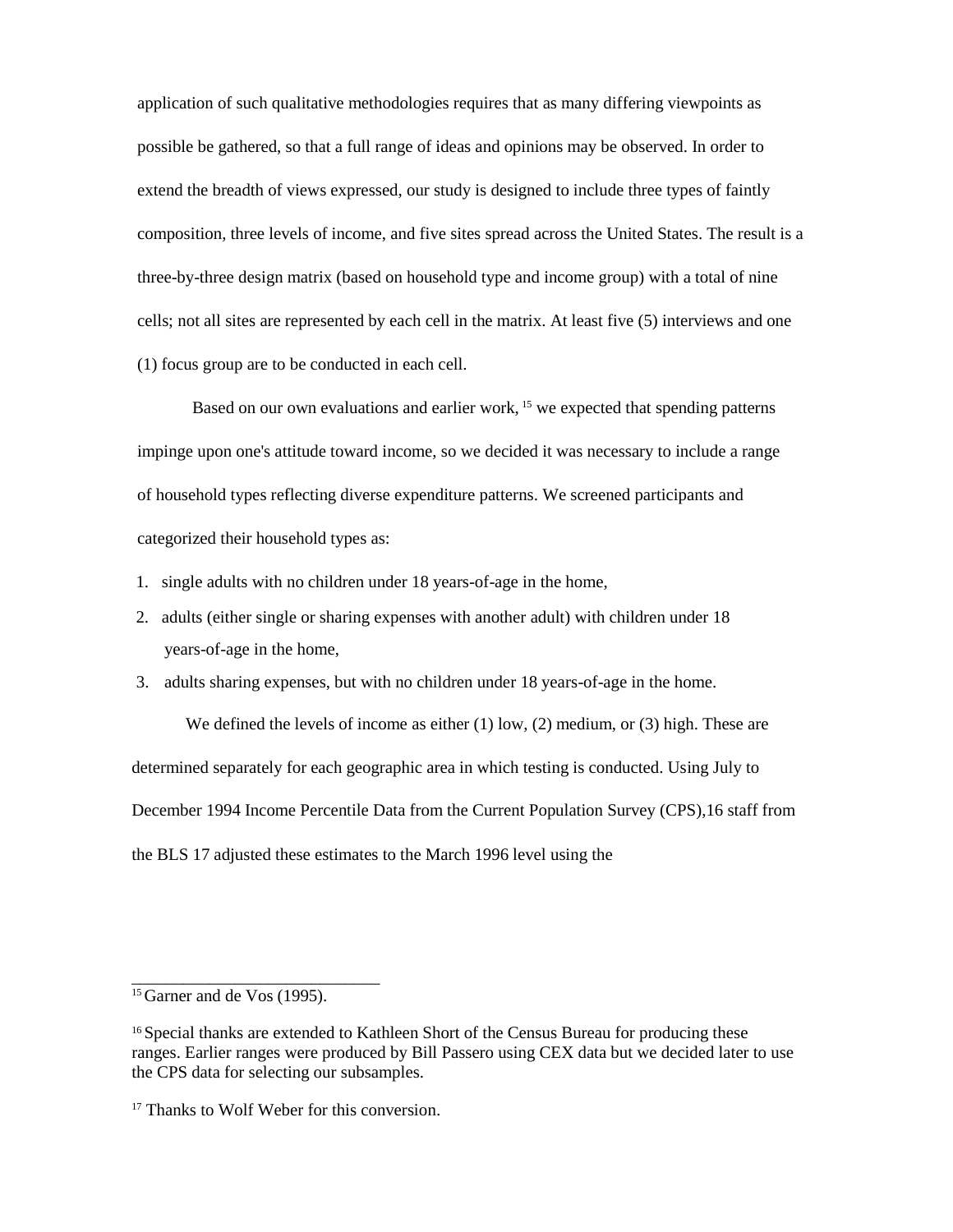application of such qualitative methodologies requires that as many differing viewpoints as possible be gathered, so that a full range of ideas and opinions may be observed. In order to extend the breadth of views expressed, our study is designed to include three types of faintly composition, three levels of income, and five sites spread across the United States. The result is a three-by-three design matrix (based on household type and income group) with a total of nine cells; not all sites are represented by each cell in the matrix. At least five (5) interviews and one (1) focus group are to be conducted in each cell.

Based on our own evaluations and earlier work, [15] we expected that spending patterns impinge upon one's attitude toward income, so we decided it was necessary to include a range of household types reflecting diverse expenditure patterns. We screened participants and categorized their household types as:

1. single adults with no children under 18 years-of-age in the home,
2. adults (either single or sharing expenses with another adult) with children under 18 years-of-age in the home,
3. adults sharing expenses, but with no children under 18 years-of-age in the home.

We defined the levels of income as either (1) low, (2) medium, or (3) high. These are determined separately for each geographic area in which testing is conducted. Using July to December 1994 Income Percentile Data from the Current Population Survey (CPS),16 staff from the BLS 17 adjusted these estimates to the March 1996 level using the

---

[15] Garner and de Vos (1995).

[16] Special thanks are extended to Kathleen Short of the Census Bureau for producing these ranges. Earlier ranges were produced by Bill Passero using CEX data but we decided later to use the CPS data for selecting our subsamples.

[17] Thanks to Wolf Weber for this conversion.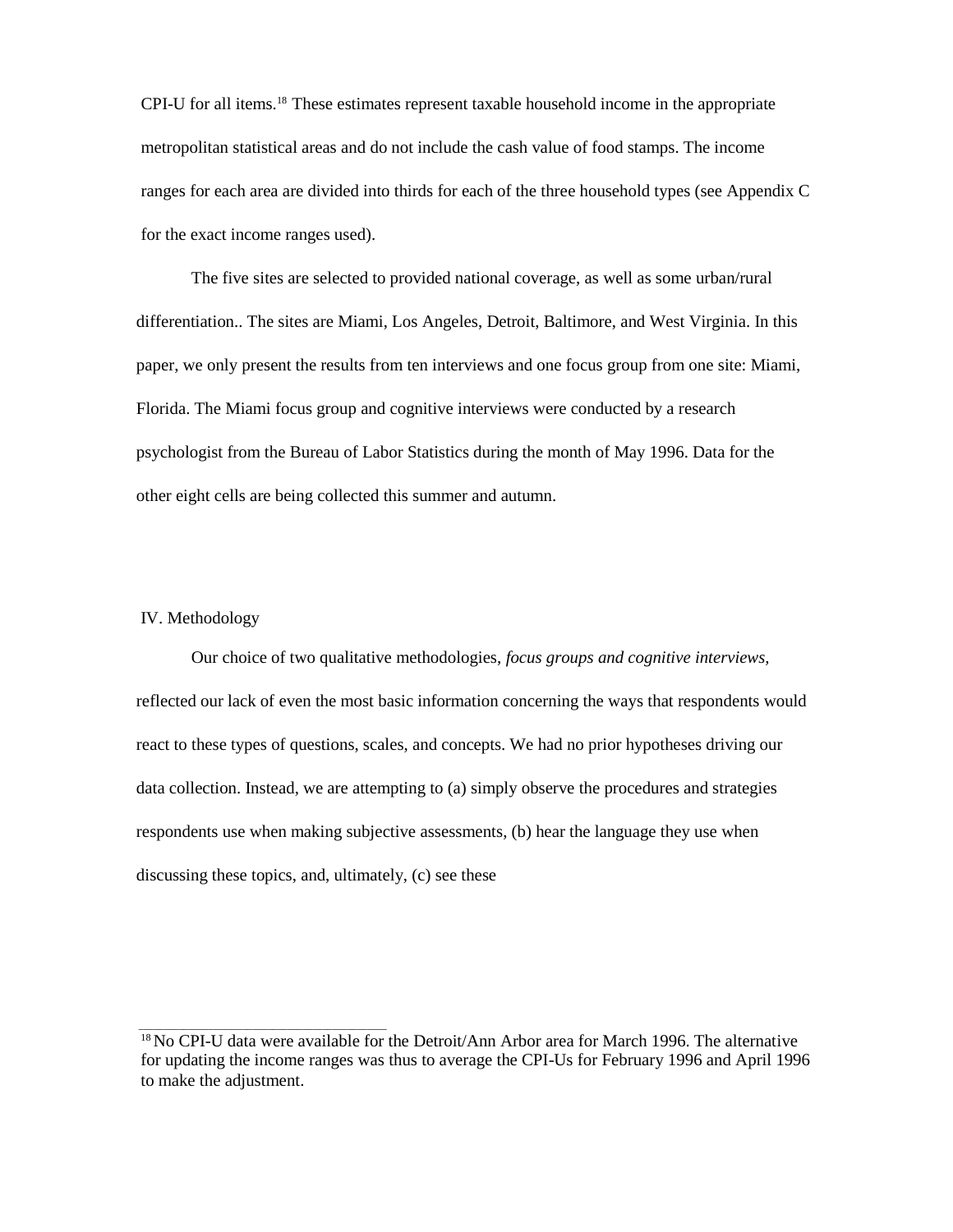CPI-U for all items.[18] These estimates represent taxable household income in the appropriate metropolitan statistical areas and do not include the cash value of food stamps. The income ranges for each area are divided into thirds for each of the three household types (see Appendix C for the exact income ranges used).

The five sites are selected to provided national coverage, as well as some urban/rural differentiation.. The sites are Miami, Los Angeles, Detroit, Baltimore, and West Virginia. In this paper, we only present the results from ten interviews and one focus group from one site: Miami, Florida. The Miami focus group and cognitive interviews were conducted by a research psychologist from the Bureau of Labor Statistics during the month of May 1996. Data for the other eight cells are being collected this summer and autumn.

## IV. Methodology

Our choice of two qualitative methodologies, *focus groups and cognitive interviews,* reflected our lack of even the most basic information concerning the ways that respondents would react to these types of questions, scales, and concepts. We had no prior hypotheses driving our data collection. Instead, we are attempting to (a) simply observe the procedures and strategies respondents use when making subjective assessments, (b) hear the language they use when discussing these topics, and, ultimately, (c) see these

---

[18] No CPI-U data were available for the Detroit/Ann Arbor area for March 1996. The alternative for updating the income ranges was thus to average the CPI-Us for February 1996 and April 1996 to make the adjustment.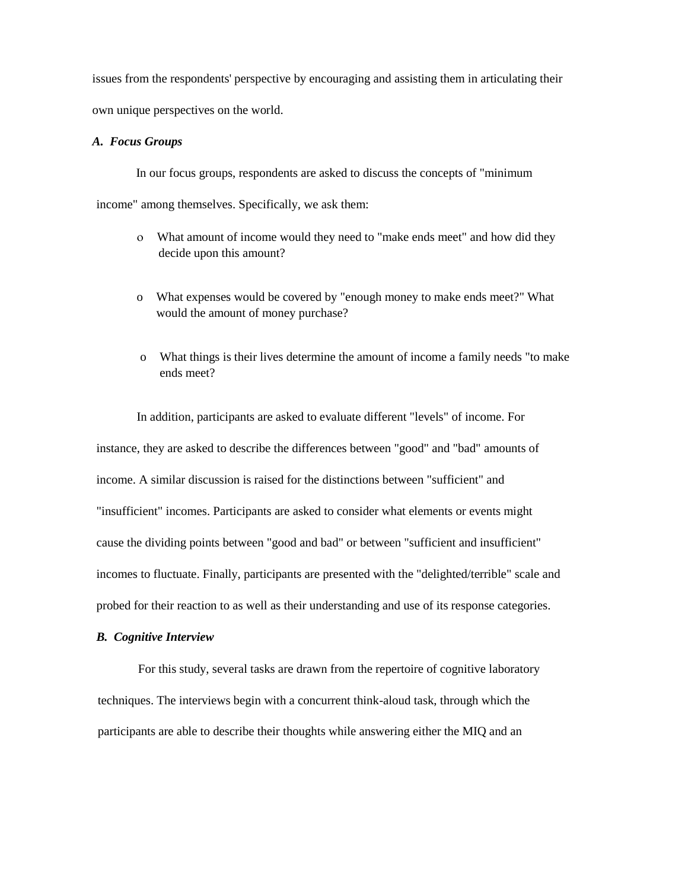issues from the respondents' perspective by encouraging and assisting them in articulating their own unique perspectives on the world.

### *A. Focus Groups*

In our focus groups, respondents are asked to discuss the concepts of "minimum income" among themselves. Specifically, we ask them:

- What amount of income would they need to "make ends meet" and how did they decide upon this amount?
- What expenses would be covered by "enough money to make ends meet?" What would the amount of money purchase?
- What things is their lives determine the amount of income a family needs "to make ends meet?

In addition, participants are asked to evaluate different "levels" of income. For instance, they are asked to describe the differences between "good" and "bad" amounts of income. A similar discussion is raised for the distinctions between "sufficient" and "insufficient" incomes. Participants are asked to consider what elements or events might cause the dividing points between "good and bad" or between "sufficient and insufficient" incomes to fluctuate. Finally, participants are presented with the "delighted/terrible" scale and probed for their reaction to as well as their understanding and use of its response categories.

### *B. Cognitive Interview*

For this study, several tasks are drawn from the repertoire of cognitive laboratory techniques. The interviews begin with a concurrent think-aloud task, through which the participants are able to describe their thoughts while answering either the MIQ and an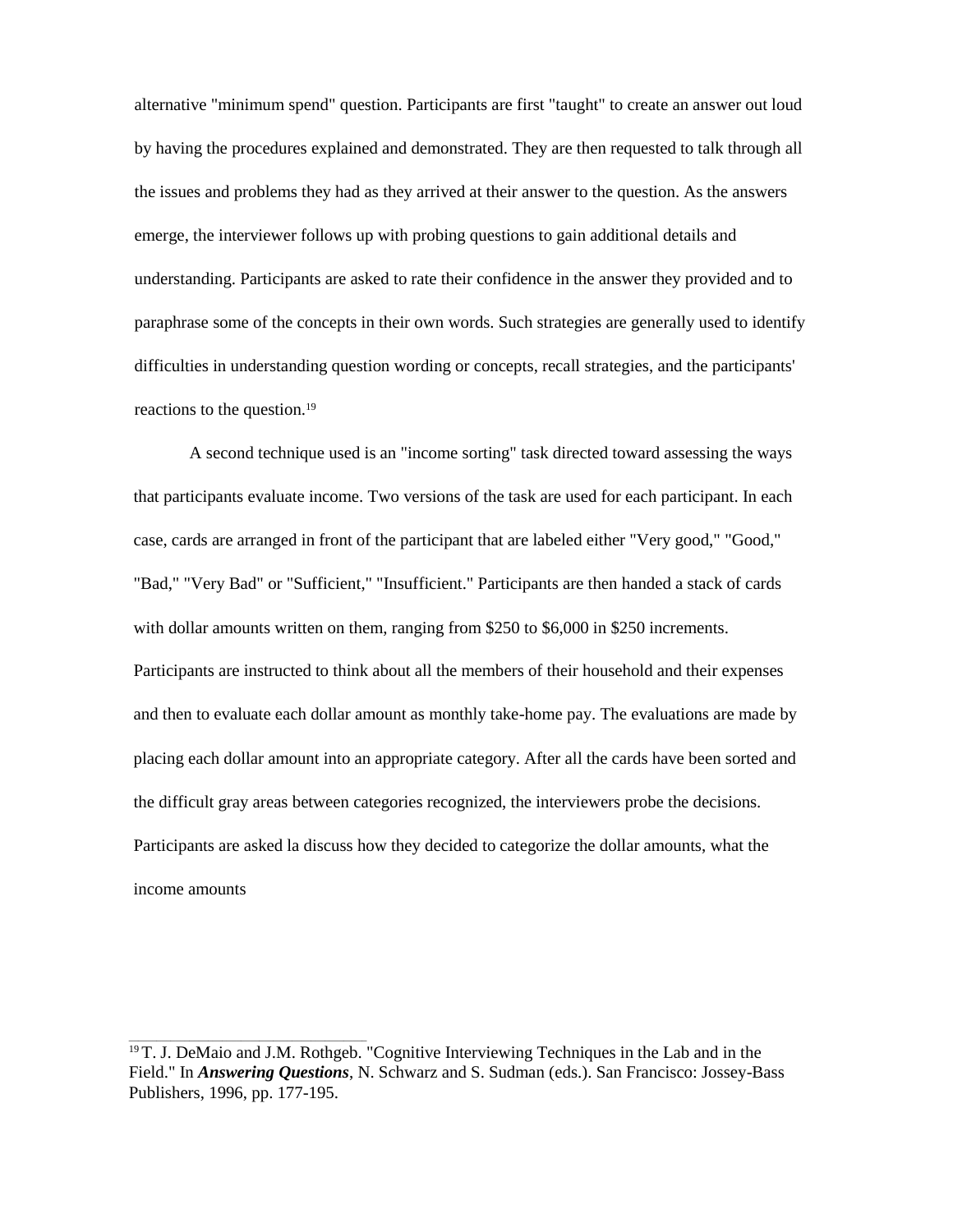alternative "minimum spend" question. Participants are first "taught" to create an answer out loud by having the procedures explained and demonstrated. They are then requested to talk through all the issues and problems they had as they arrived at their answer to the question. As the answers emerge, the interviewer follows up with probing questions to gain additional details and understanding. Participants are asked to rate their confidence in the answer they provided and to paraphrase some of the concepts in their own words. Such strategies are generally used to identify difficulties in understanding question wording or concepts, recall strategies, and the participants' reactions to the question.[19]

A second technique used is an "income sorting" task directed toward assessing the ways that participants evaluate income. Two versions of the task are used for each participant. In each case, cards are arranged in front of the participant that are labeled either "Very good," "Good," "Bad," "Very Bad" or "Sufficient," "Insufficient." Participants are then handed a stack of cards with dollar amounts written on them, ranging from $250 to $6,000 in $250 increments. Participants are instructed to think about all the members of their household and their expenses and then to evaluate each dollar amount as monthly take-home pay. The evaluations are made by placing each dollar amount into an appropriate category. After all the cards have been sorted and the difficult gray areas between categories recognized, the interviewers probe the decisions. Participants are asked la discuss how they decided to categorize the dollar amounts, what the income amounts

---

[19] T. J. DeMaio and J.M. Rothgeb. "Cognitive Interviewing Techniques in the Lab and in the Field." In ***Answering Questions***, N. Schwarz and S. Sudman (eds.). San Francisco: Jossey-Bass Publishers, 1996, pp. 177-195.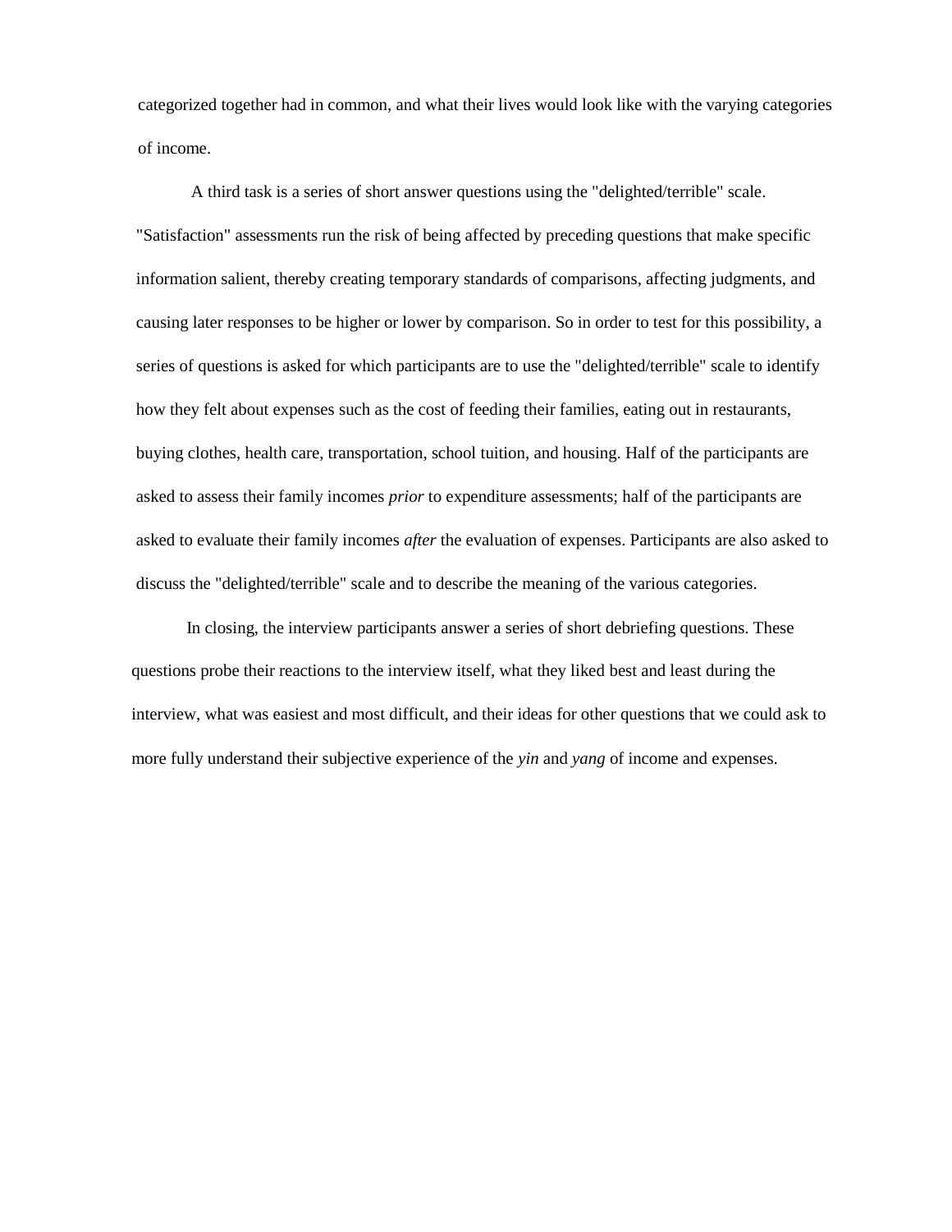categorized together had in common, and what their lives would look like with the varying categories of income.

A third task is a series of short answer questions using the "delighted/terrible" scale. "Satisfaction" assessments run the risk of being affected by preceding questions that make specific information salient, thereby creating temporary standards of comparisons, affecting judgments, and causing later responses to be higher or lower by comparison. So in order to test for this possibility, a series of questions is asked for which participants are to use the "delighted/terrible" scale to identify how they felt about expenses such as the cost of feeding their families, eating out in restaurants, buying clothes, health care, transportation, school tuition, and housing. Half of the participants are asked to assess their family incomes *prior* to expenditure assessments; half of the participants are asked to evaluate their family incomes *after* the evaluation of expenses. Participants are also asked to discuss the "delighted/terrible" scale and to describe the meaning of the various categories.

In closing, the interview participants answer a series of short debriefing questions. These questions probe their reactions to the interview itself, what they liked best and least during the interview, what was easiest and most difficult, and their ideas for other questions that we could ask to more fully understand their subjective experience of the *yin* and *yang* of income and expenses.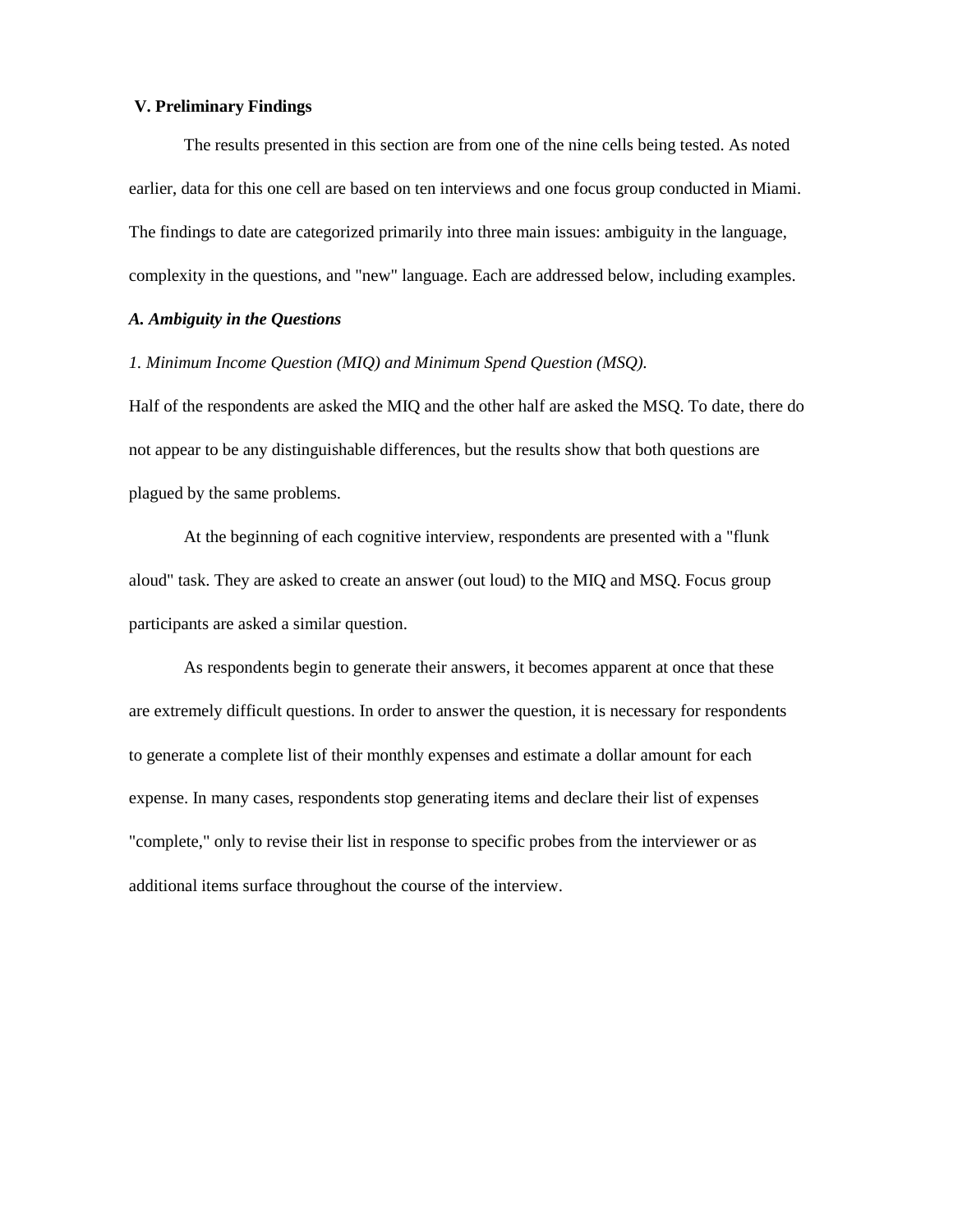## V. Preliminary Findings

The results presented in this section are from one of the nine cells being tested. As noted earlier, data for this one cell are based on ten interviews and one focus group conducted in Miami. The findings to date are categorized primarily into three main issues: ambiguity in the language, complexity in the questions, and "new" language. Each are addressed below, including examples.

### *A. Ambiguity in the Questions*

*1. Minimum Income Question (MIQ) and Minimum Spend Question (MSQ).*

Half of the respondents are asked the MIQ and the other half are asked the MSQ. To date, there do not appear to be any distinguishable differences, but the results show that both questions are plagued by the same problems.

At the beginning of each cognitive interview, respondents are presented with a "flunk aloud" task. They are asked to create an answer (out loud) to the MIQ and MSQ. Focus group participants are asked a similar question.

As respondents begin to generate their answers, it becomes apparent at once that these are extremely difficult questions. In order to answer the question, it is necessary for respondents to generate a complete list of their monthly expenses and estimate a dollar amount for each expense. In many cases, respondents stop generating items and declare their list of expenses "complete," only to revise their list in response to specific probes from the interviewer or as additional items surface throughout the course of the interview.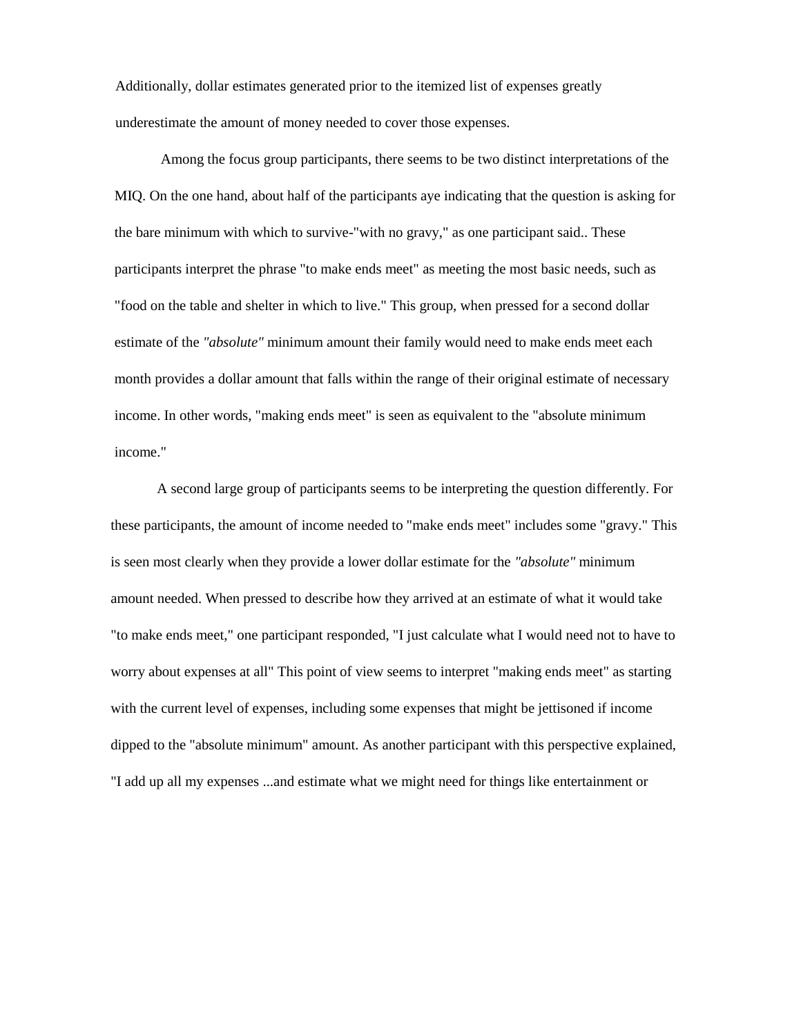Additionally, dollar estimates generated prior to the itemized list of expenses greatly underestimate the amount of money needed to cover those expenses.

Among the focus group participants, there seems to be two distinct interpretations of the MIQ. On the one hand, about half of the participants aye indicating that the question is asking for the bare minimum with which to survive-"with no gravy," as one participant said.. These participants interpret the phrase "to make ends meet" as meeting the most basic needs, such as "food on the table and shelter in which to live." This group, when pressed for a second dollar estimate of the *"absolute"* minimum amount their family would need to make ends meet each month provides a dollar amount that falls within the range of their original estimate of necessary income. In other words, "making ends meet" is seen as equivalent to the "absolute minimum income."

A second large group of participants seems to be interpreting the question differently. For these participants, the amount of income needed to "make ends meet" includes some "gravy." This is seen most clearly when they provide a lower dollar estimate for the *"absolute"* minimum amount needed. When pressed to describe how they arrived at an estimate of what it would take "to make ends meet," one participant responded, "I just calculate what I would need not to have to worry about expenses at all" This point of view seems to interpret "making ends meet" as starting with the current level of expenses, including some expenses that might be jettisoned if income dipped to the "absolute minimum" amount. As another participant with this perspective explained, "I add up all my expenses ...and estimate what we might need for things like entertainment or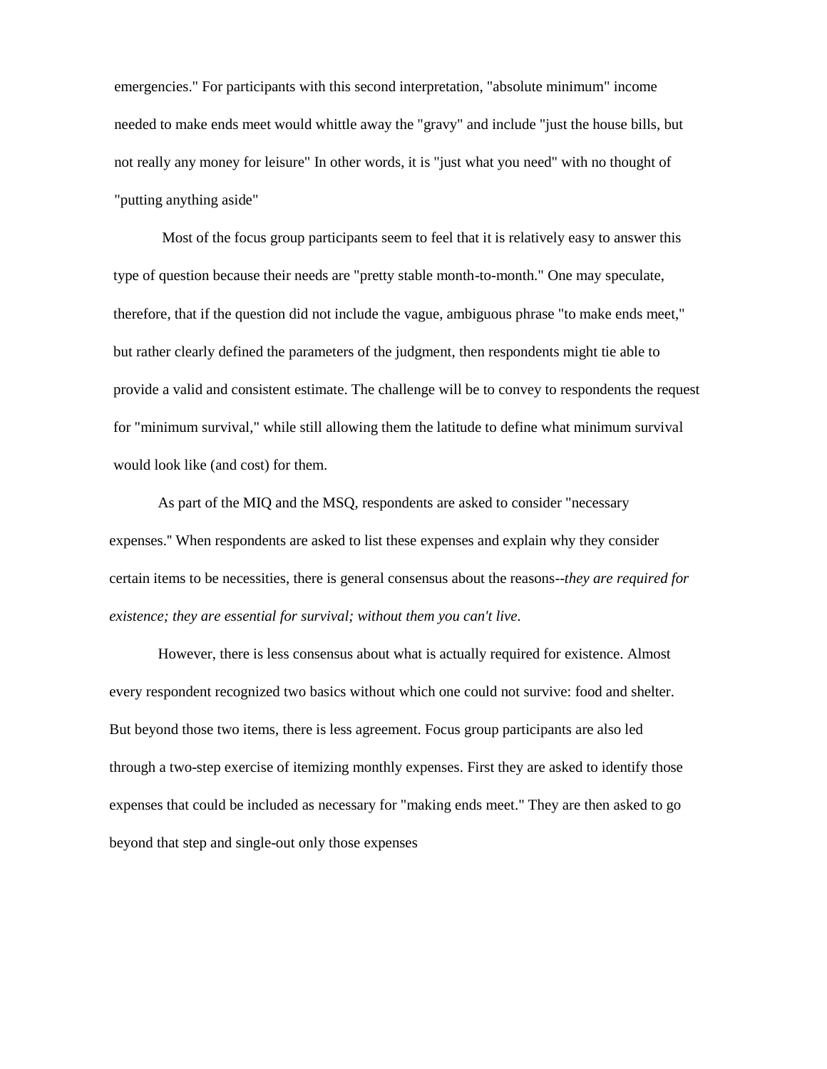emergencies." For participants with this second interpretation, "absolute minimum" income needed to make ends meet would whittle away the "gravy" and include "just the house bills, but not really any money for leisure" In other words, it is "just what you need" with no thought of "putting anything aside"

Most of the focus group participants seem to feel that it is relatively easy to answer this type of question because their needs are "pretty stable month-to-month." One may speculate, therefore, that if the question did not include the vague, ambiguous phrase "to make ends meet," but rather clearly defined the parameters of the judgment, then respondents might tie able to provide a valid and consistent estimate. The challenge will be to convey to respondents the request for "minimum survival," while still allowing them the latitude to define what minimum survival would look like (and cost) for them.

As part of the MIQ and the MSQ, respondents are asked to consider "necessary expenses." When respondents are asked to list these expenses and explain why they consider certain items to be necessities, there is general consensus about the reasons--*they are required for existence; they are essential for survival; without them you can't live*.

However, there is less consensus about what is actually required for existence. Almost every respondent recognized two basics without which one could not survive: food and shelter. But beyond those two items, there is less agreement. Focus group participants are also led through a two-step exercise of itemizing monthly expenses. First they are asked to identify those expenses that could be included as necessary for "making ends meet." They are then asked to go beyond that step and single-out only those expenses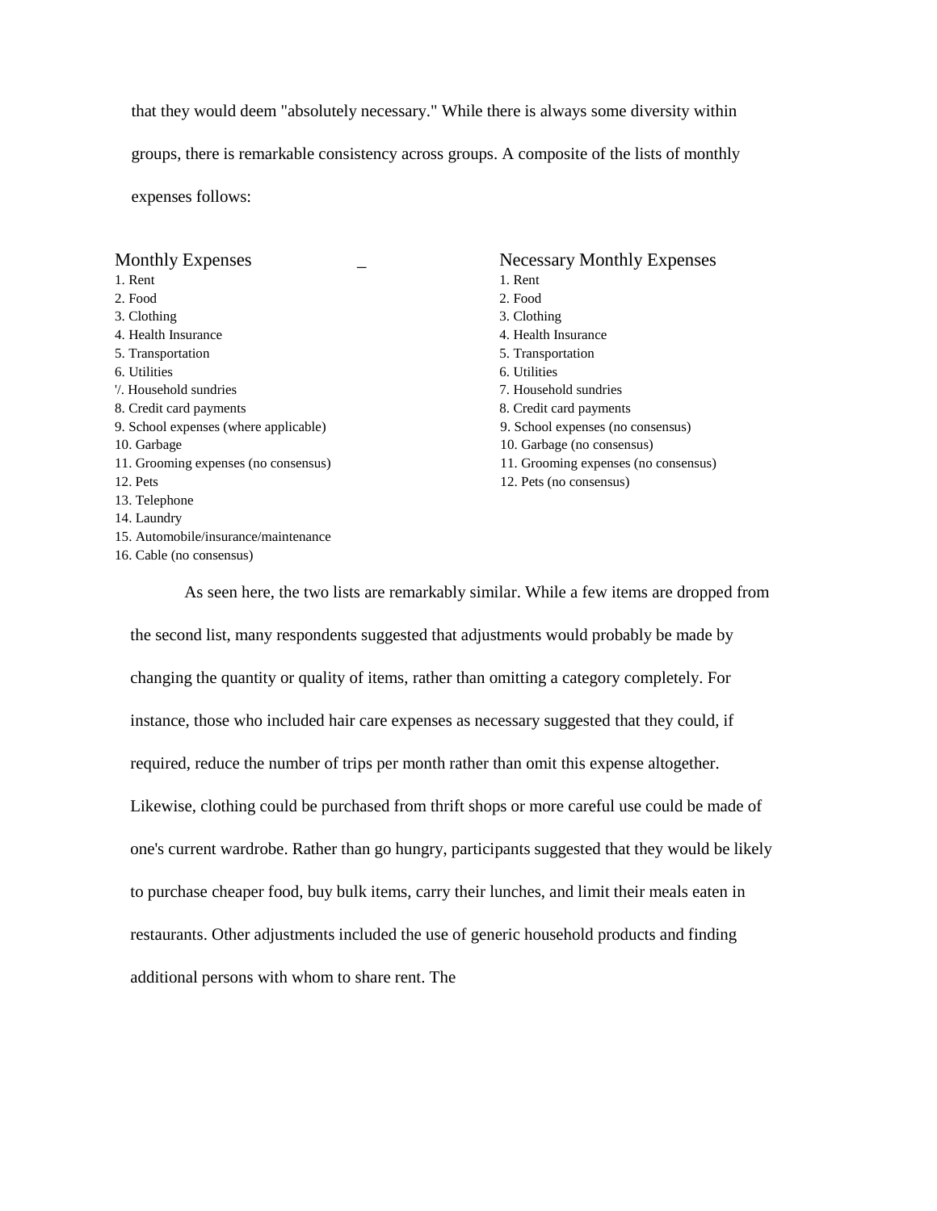that they would deem "absolutely necessary." While there is always some diversity within groups, there is remarkable consistency across groups. A composite of the lists of monthly expenses follows:

| Monthly Expenses | Necessary Monthly Expenses |
|---|---|
| 1. Rent | 1. Rent |
| 2. Food | 2. Food |
| 3. Clothing | 3. Clothing |
| 4. Health Insurance | 4. Health Insurance |
| 5. Transportation | 5. Transportation |
| 6. Utilities | 6. Utilities |
| '/. Household sundries | 7. Household sundries |
| 8. Credit card payments | 8. Credit card payments |
| 9. School expenses (where applicable) | 9. School expenses (no consensus) |
| 10. Garbage | 10. Garbage (no consensus) |
| 11. Grooming expenses (no consensus) | 11. Grooming expenses (no consensus) |
| 12. Pets | 12. Pets (no consensus) |
| 13. Telephone | |
| 14. Laundry | |
| 15. Automobile/insurance/maintenance | |
| 16. Cable (no consensus) | |

As seen here, the two lists are remarkably similar. While a few items are dropped from the second list, many respondents suggested that adjustments would probably be made by changing the quantity or quality of items, rather than omitting a category completely. For instance, those who included hair care expenses as necessary suggested that they could, if required, reduce the number of trips per month rather than omit this expense altogether. Likewise, clothing could be purchased from thrift shops or more careful use could be made of one's current wardrobe. Rather than go hungry, participants suggested that they would be likely to purchase cheaper food, buy bulk items, carry their lunches, and limit their meals eaten in restaurants. Other adjustments included the use of generic household products and finding additional persons with whom to share rent. The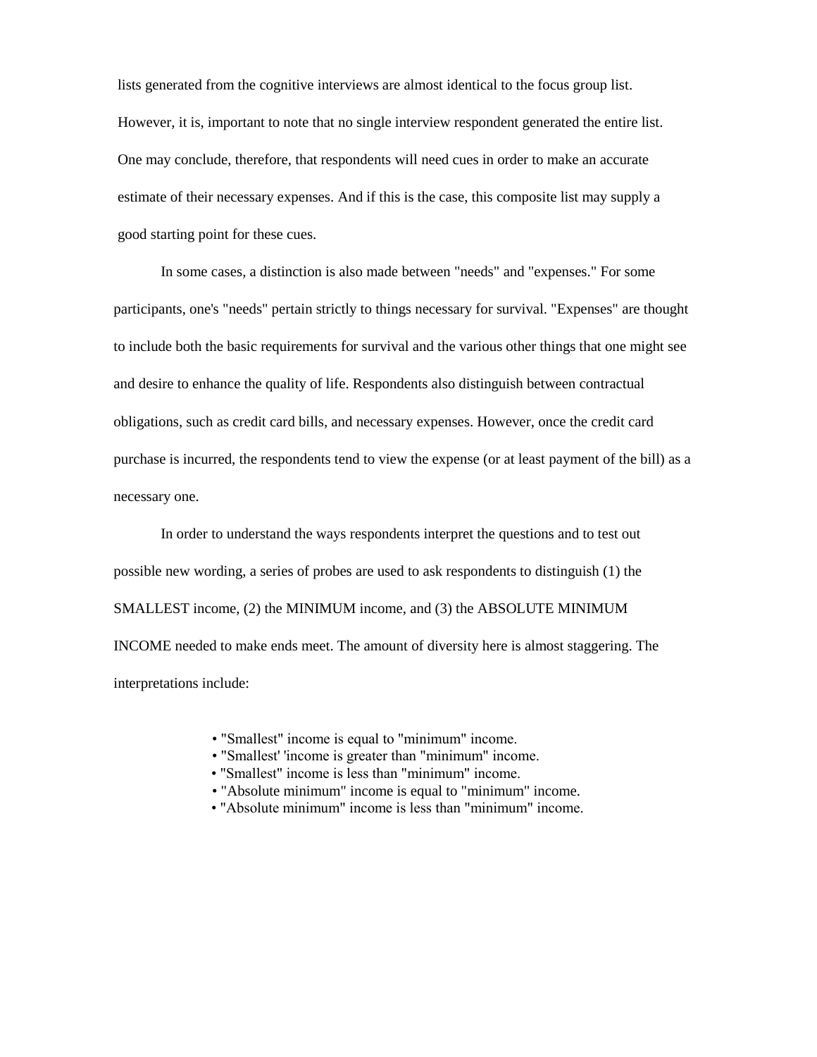lists generated from the cognitive interviews are almost identical to the focus group list. However, it is, important to note that no single interview respondent generated the entire list. One may conclude, therefore, that respondents will need cues in order to make an accurate estimate of their necessary expenses. And if this is the case, this composite list may supply a good starting point for these cues.

In some cases, a distinction is also made between "needs" and "expenses." For some participants, one's "needs" pertain strictly to things necessary for survival. "Expenses" are thought to include both the basic requirements for survival and the various other things that one might see and desire to enhance the quality of life. Respondents also distinguish between contractual obligations, such as credit card bills, and necessary expenses. However, once the credit card purchase is incurred, the respondents tend to view the expense (or at least payment of the bill) as a necessary one.

In order to understand the ways respondents interpret the questions and to test out possible new wording, a series of probes are used to ask respondents to distinguish (1) the SMALLEST income, (2) the MINIMUM income, and (3) the ABSOLUTE MINIMUM INCOME needed to make ends meet. The amount of diversity here is almost staggering. The interpretations include:

- "Smallest" income is equal to "minimum" income.
- "Smallest' 'income is greater than "minimum" income.
- "Smallest" income is less than "minimum" income.
- "Absolute minimum" income is equal to "minimum" income.
- "Absolute minimum" income is less than "minimum" income.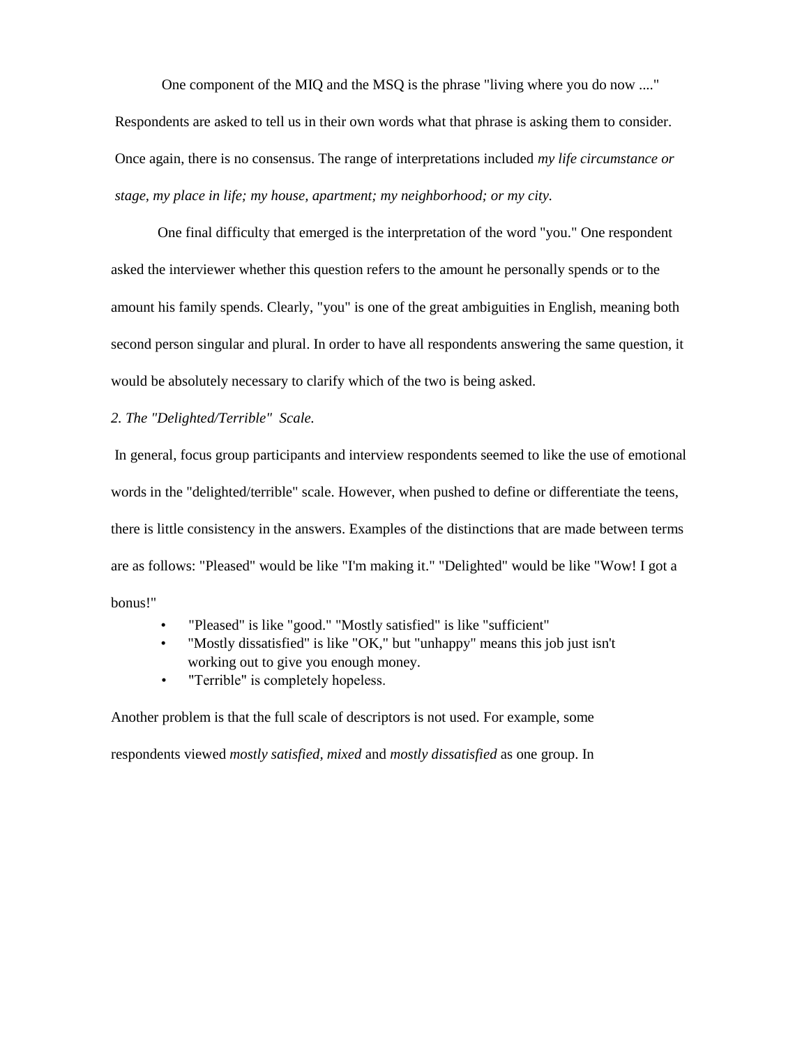One component of the MIQ and the MSQ is the phrase "living where you do now ...." Respondents are asked to tell us in their own words what that phrase is asking them to consider. Once again, there is no consensus. The range of interpretations included *my life circumstance or stage, my place in life; my house, apartment; my neighborhood; or my city.*

One final difficulty that emerged is the interpretation of the word "you." One respondent asked the interviewer whether this question refers to the amount he personally spends or to the amount his family spends. Clearly, "you" is one of the great ambiguities in English, meaning both second person singular and plural. In order to have all respondents answering the same question, it would be absolutely necessary to clarify which of the two is being asked.

*2. The "Delighted/Terrible" Scale.*

In general, focus group participants and interview respondents seemed to like the use of emotional words in the "delighted/terrible" scale. However, when pushed to define or differentiate the teens, there is little consistency in the answers. Examples of the distinctions that are made between terms are as follows: "Pleased" would be like "I'm making it." "Delighted" would be like "Wow! I got a bonus!"

- "Pleased" is like "good." "Mostly satisfied" is like "sufficient"
- "Mostly dissatisfied" is like "OK," but "unhappy" means this job just isn't working out to give you enough money.
- "Terrible" is completely hopeless.

Another problem is that the full scale of descriptors is not used. For example, some respondents viewed *mostly satisfied, mixed* and *mostly dissatisfied* as one group. In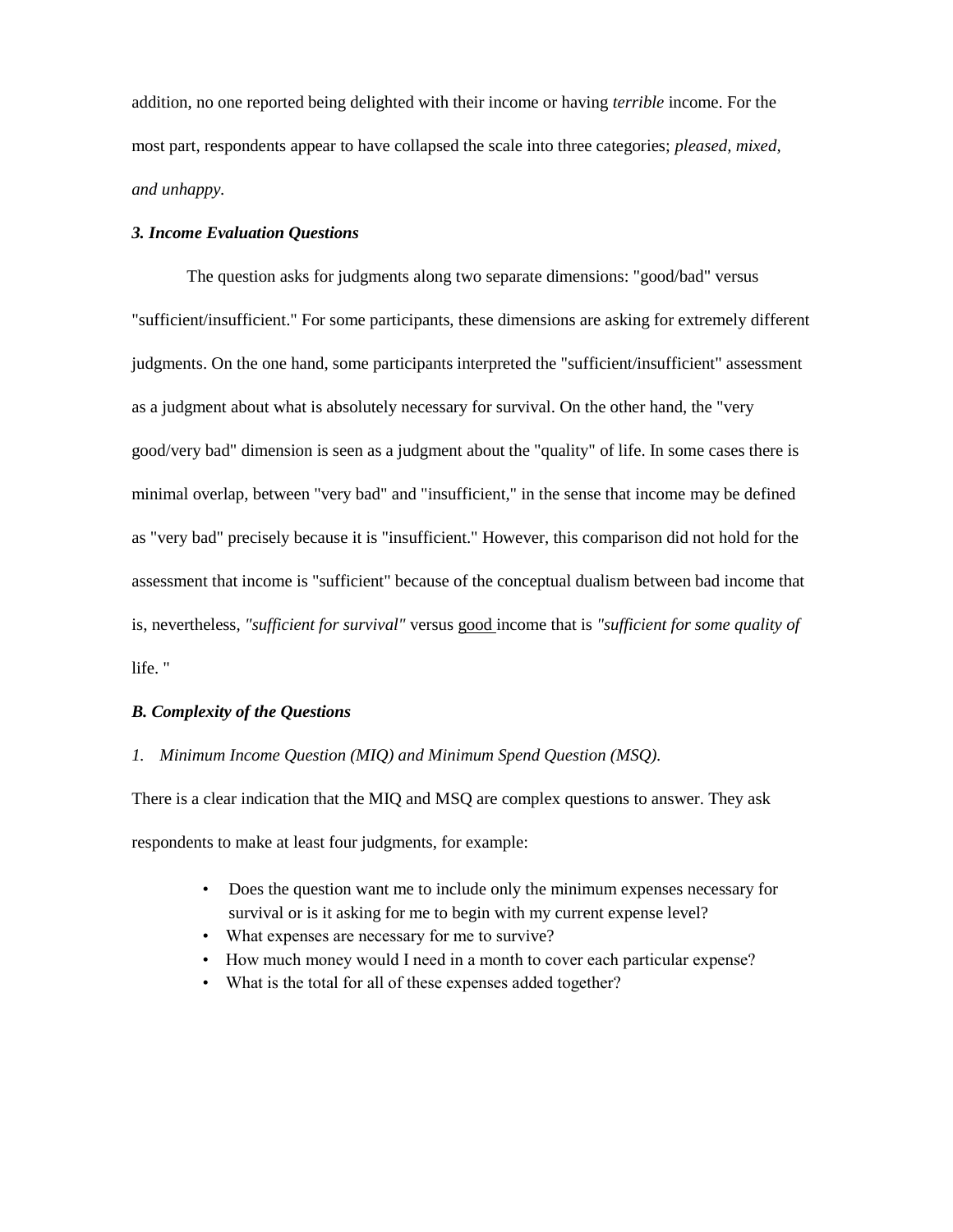addition, no one reported being delighted with their income or having *terrible* income. For the most part, respondents appear to have collapsed the scale into three categories; *pleased, mixed, and unhappy.*

### *3. Income Evaluation Questions*

The question asks for judgments along two separate dimensions: "good/bad" versus "sufficient/insufficient." For some participants, these dimensions are asking for extremely different judgments. On the one hand, some participants interpreted the "sufficient/insufficient" assessment as a judgment about what is absolutely necessary for survival. On the other hand, the "very good/very bad" dimension is seen as a judgment about the "quality" of life. In some cases there is minimal overlap, between "very bad" and "insufficient," in the sense that income may be defined as "very bad" precisely because it is "insufficient." However, this comparison did not hold for the assessment that income is "sufficient" because of the conceptual dualism between bad income that is, nevertheless, *"sufficient for survival"* versus good income that is *"sufficient for some quality of* life. "

## *B. Complexity of the Questions*

*1. Minimum Income Question (MIQ) and Minimum Spend Question (MSQ).*

There is a clear indication that the MIQ and MSQ are complex questions to answer. They ask respondents to make at least four judgments, for example:

- Does the question want me to include only the minimum expenses necessary for survival or is it asking for me to begin with my current expense level?
- What expenses are necessary for me to survive?
- How much money would I need in a month to cover each particular expense?
- What is the total for all of these expenses added together?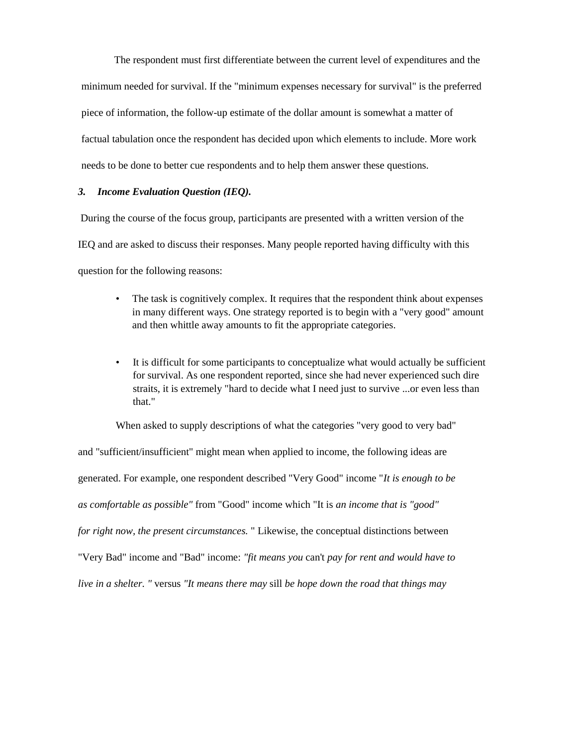The respondent must first differentiate between the current level of expenditures and the minimum needed for survival. If the "minimum expenses necessary for survival" is the preferred piece of information, the follow-up estimate of the dollar amount is somewhat a matter of factual tabulation once the respondent has decided upon which elements to include. More work needs to be done to better cue respondents and to help them answer these questions.

### *3. Income Evaluation Question (IEQ).*

During the course of the focus group, participants are presented with a written version of the IEQ and are asked to discuss their responses. Many people reported having difficulty with this question for the following reasons:

- The task is cognitively complex. It requires that the respondent think about expenses in many different ways. One strategy reported is to begin with a "very good" amount and then whittle away amounts to fit the appropriate categories.

- It is difficult for some participants to conceptualize what would actually be sufficient for survival. As one respondent reported, since she had never experienced such dire straits, it is extremely "hard to decide what I need just to survive ...or even less than that."

When asked to supply descriptions of what the categories "very good to very bad" and "sufficient/insufficient" might mean when applied to income, the following ideas are generated. For example, one respondent described "Very Good" income "*It is enough to be as comfortable as possible"* from "Good" income which "It is *an income that is "good" for right now, the present circumstances.* " Likewise, the conceptual distinctions between "Very Bad" income and "Bad" income: *"fit means you* can't *pay for rent and would have to live in a shelter. "* versus *"It means there may* sill *be hope down the road that things may*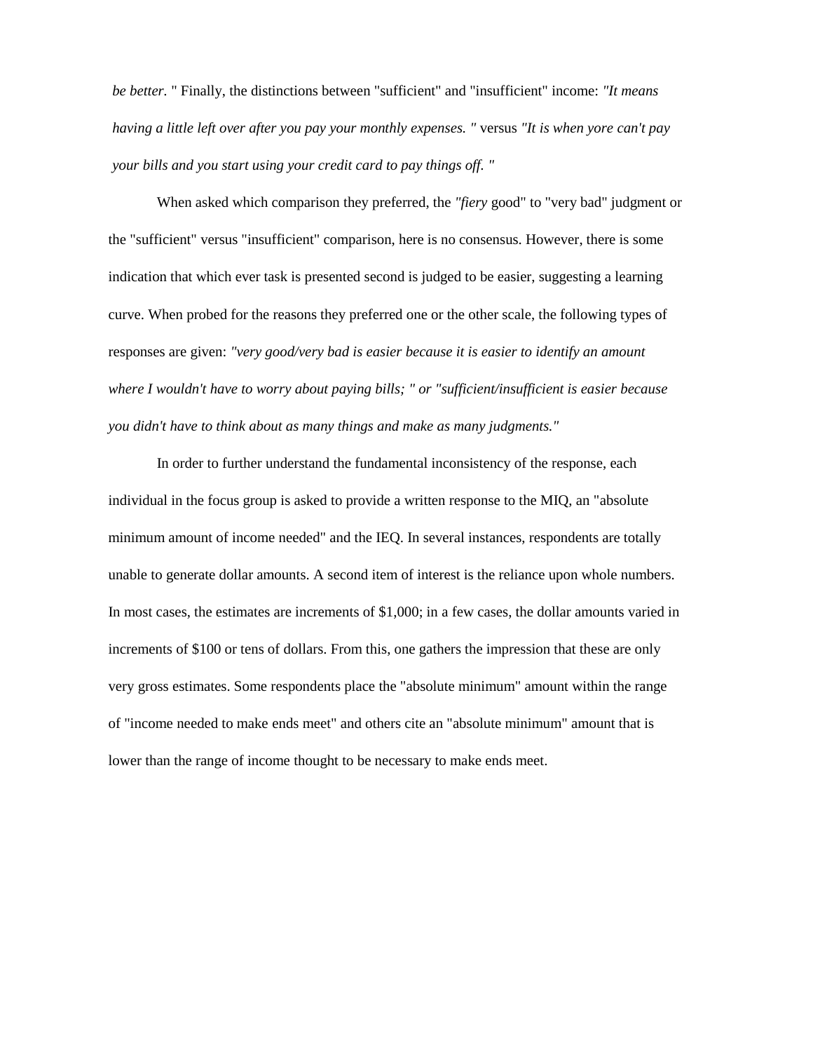*be better.* " Finally, the distinctions between "sufficient" and "insufficient" income: *"It means having a little left over after you pay your monthly expenses. "* versus *"It is when yore can't pay your bills and you start using your credit card to pay things off. "*

When asked which comparison they preferred, the *"fiery* good" to "very bad" judgment or the "sufficient" versus "insufficient" comparison, here is no consensus. However, there is some indication that which ever task is presented second is judged to be easier, suggesting a learning curve. When probed for the reasons they preferred one or the other scale, the following types of responses are given: *"very good/very bad is easier because it is easier to identify an amount where I wouldn't have to worry about paying bills; " or "sufficient/insufficient is easier because you didn't have to think about as many things and make as many judgments."*

In order to further understand the fundamental inconsistency of the response, each individual in the focus group is asked to provide a written response to the MIQ, an "absolute minimum amount of income needed" and the IEQ. In several instances, respondents are totally unable to generate dollar amounts. A second item of interest is the reliance upon whole numbers. In most cases, the estimates are increments of $1,000; in a few cases, the dollar amounts varied in increments of $100 or tens of dollars. From this, one gathers the impression that these are only very gross estimates. Some respondents place the "absolute minimum" amount within the range of "income needed to make ends meet" and others cite an "absolute minimum" amount that is lower than the range of income thought to be necessary to make ends meet.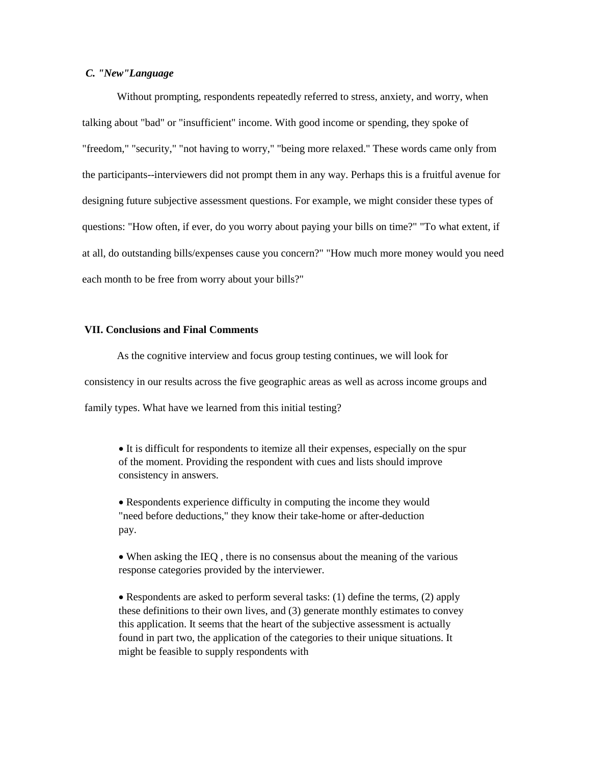### *C. "New"Language*

Without prompting, respondents repeatedly referred to stress, anxiety, and worry, when talking about "bad" or "insufficient" income. With good income or spending, they spoke of "freedom," "security," "not having to worry," "being more relaxed." These words came only from the participants--interviewers did not prompt them in any way. Perhaps this is a fruitful avenue for designing future subjective assessment questions. For example, we might consider these types of questions: "How often, if ever, do you worry about paying your bills on time?" "To what extent, if at all, do outstanding bills/expenses cause you concern?" "How much more money would you need each month to be free from worry about your bills?"

## VII. Conclusions and Final Comments

As the cognitive interview and focus group testing continues, we will look for consistency in our results across the five geographic areas as well as across income groups and family types. What have we learned from this initial testing?

- It is difficult for respondents to itemize all their expenses, especially on the spur of the moment. Providing the respondent with cues and lists should improve consistency in answers.

- Respondents experience difficulty in computing the income they would "need before deductions," they know their take-home or after-deduction pay.

- When asking the IEQ , there is no consensus about the meaning of the various response categories provided by the interviewer.

- Respondents are asked to perform several tasks: (1) define the terms, (2) apply these definitions to their own lives, and (3) generate monthly estimates to convey this application. It seems that the heart of the subjective assessment is actually found in part two, the application of the categories to their unique situations. It might be feasible to supply respondents with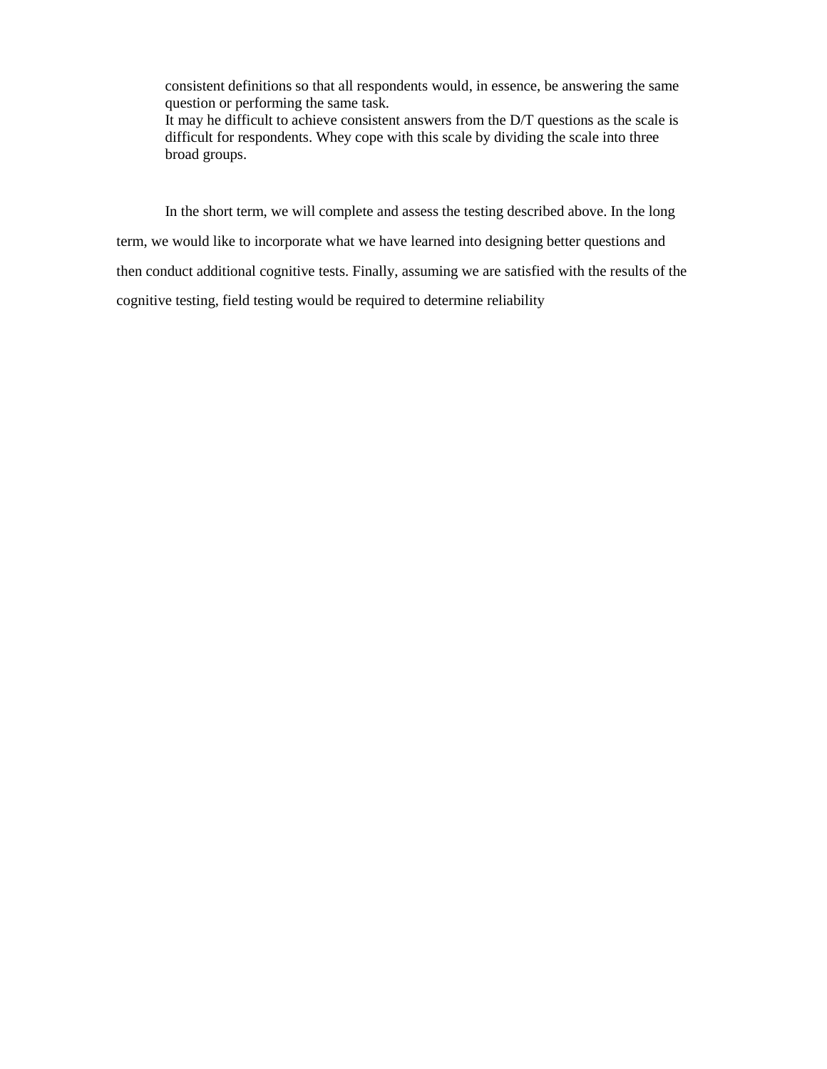consistent definitions so that all respondents would, in essence, be answering the same question or performing the same task.

It may he difficult to achieve consistent answers from the D/T questions as the scale is difficult for respondents. Whey cope with this scale by dividing the scale into three broad groups.

In the short term, we will complete and assess the testing described above. In the long term, we would like to incorporate what we have learned into designing better questions and then conduct additional cognitive tests. Finally, assuming we are satisfied with the results of the cognitive testing, field testing would be required to determine reliability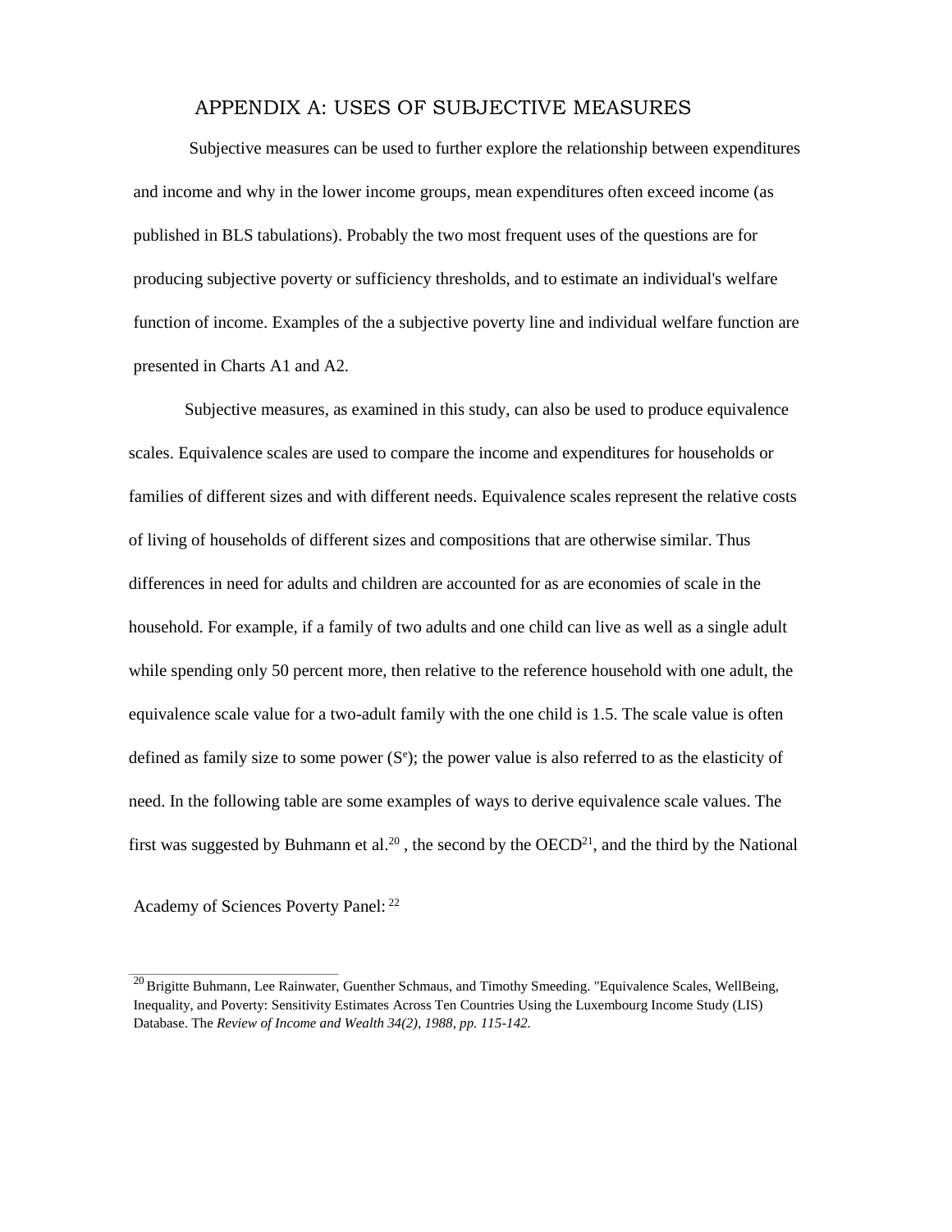# APPENDIX A: USES OF SUBJECTIVE MEASURES

Subjective measures can be used to further explore the relationship between expenditures and income and why in the lower income groups, mean expenditures often exceed income (as published in BLS tabulations). Probably the two most frequent uses of the questions are for producing subjective poverty or sufficiency thresholds, and to estimate an individual's welfare function of income. Examples of the a subjective poverty line and individual welfare function are presented in Charts A1 and A2.

Subjective measures, as examined in this study, can also be used to produce equivalence scales. Equivalence scales are used to compare the income and expenditures for households or families of different sizes and with different needs. Equivalence scales represent the relative costs of living of households of different sizes and compositions that are otherwise similar. Thus differences in need for adults and children are accounted for as are economies of scale in the household. For example, if a family of two adults and one child can live as well as a single adult while spending only 50 percent more, then relative to the reference household with one adult, the equivalence scale value for a two-adult family with the one child is 1.5. The scale value is often defined as family size to some power ($S^e$); the power value is also referred to as the elasticity of need. In the following table are some examples of ways to derive equivalence scale values. The first was suggested by Buhmann et al.[20], the second by the OECD[21], and the third by the National Academy of Sciences Poverty Panel:[22]

---

[20] Brigitte Buhmann, Lee Rainwater, Guenther Schmaus, and Timothy Smeeding. "Equivalence Scales, WellBeing, Inequality, and Poverty: Sensitivity Estimates Across Ten Countries Using the Luxembourg Income Study (LIS) Database. The *Review of Income and Wealth 34(2), 1988, pp. 115-142.*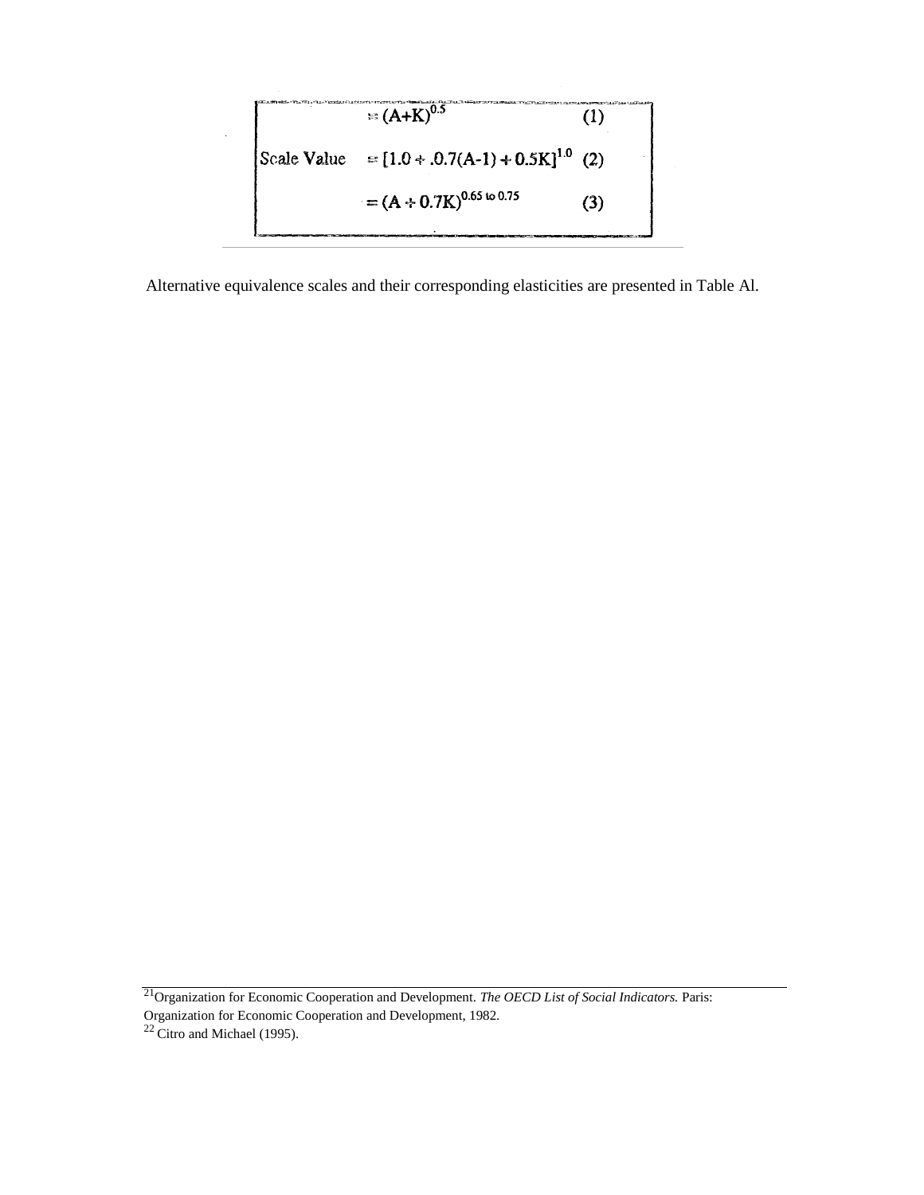$$\text{Scale Value} = (A+K)^{0.5} \quad (1)$$

$$= [1.0 + .0.7(A-1) + 0.5K]^{1.0} \quad (2)$$

$$= (A + 0.7K)^{0.65 \text{ to } 0.75} \quad (3)$$

Alternative equivalence scales and their corresponding elasticities are presented in Table Al.

---

[21] Organization for Economic Cooperation and Development. *The OECD List of Social Indicators.* Paris: Organization for Economic Cooperation and Development, 1982.

[22] Citro and Michael (1995).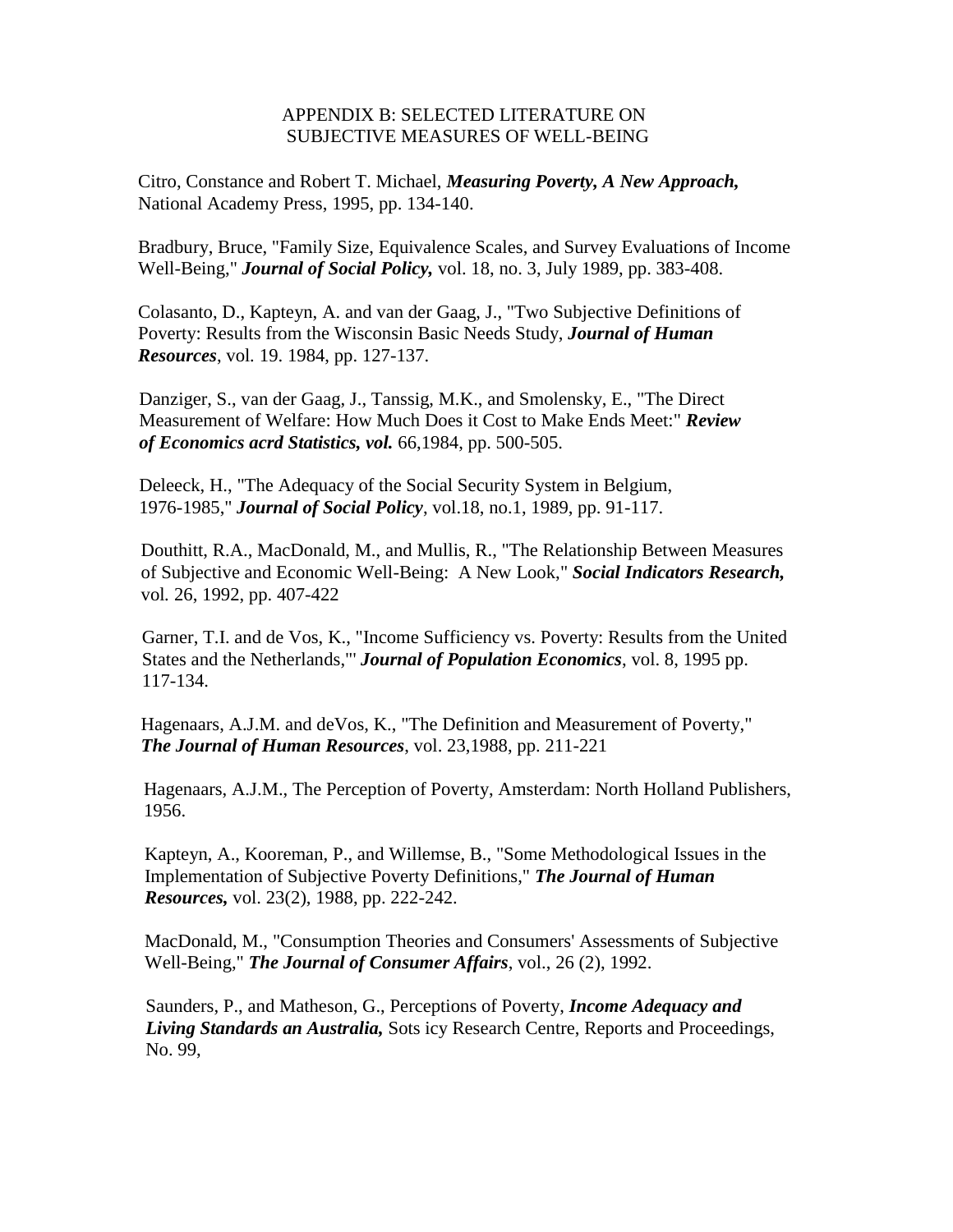# APPENDIX B: SELECTED LITERATURE ON SUBJECTIVE MEASURES OF WELL-BEING

Citro, Constance and Robert T. Michael, ***Measuring Poverty, A New Approach,*** National Academy Press, 1995, pp. 134-140.

Bradbury, Bruce, "Family Size, Equivalence Scales, and Survey Evaluations of Income Well-Being," ***Journal of Social Policy,*** vol. 18, no. 3, July 1989, pp. 383-408.

Colasanto, D., Kapteyn, A. and van der Gaag, J., "Two Subjective Definitions of Poverty: Results from the Wisconsin Basic Needs Study, ***Journal of Human Resources***, vol. 19. 1984, pp. 127-137.

Danziger, S., van der Gaag, J., Tanssig, M.K., and Smolensky, E., "The Direct Measurement of Welfare: How Much Does it Cost to Make Ends Meet:" ***Review of Economics acrd Statistics, vol.*** 66,1984, pp. 500-505.

Deleeck, H., "The Adequacy of the Social Security System in Belgium, 1976-1985," ***Journal of Social Policy***, vol.18, no.1, 1989, pp. 91-117.

Douthitt, R.A., MacDonald, M., and Mullis, R., "The Relationship Between Measures of Subjective and Economic Well-Being: A New Look," ***Social Indicators Research,*** vol. 26, 1992, pp. 407-422

Garner, T.I. and de Vos, K., "Income Sufficiency vs. Poverty: Results from the United States and the Netherlands,"' ***Journal of Population Economics***, vol. 8, 1995 pp. 117-134.

Hagenaars, A.J.M. and deVos, K., "The Definition and Measurement of Poverty," ***The Journal of Human Resources***, vol. 23,1988, pp. 211-221

Hagenaars, A.J.M., The Perception of Poverty, Amsterdam: North Holland Publishers, 1956.

Kapteyn, A., Kooreman, P., and Willemse, B., "Some Methodological Issues in the Implementation of Subjective Poverty Definitions," ***The Journal of Human Resources,*** vol. 23(2), 1988, pp. 222-242.

MacDonald, M., "Consumption Theories and Consumers' Assessments of Subjective Well-Being," ***The Journal of Consumer Affairs***, vol., 26 (2), 1992.

Saunders, P., and Matheson, G., Perceptions of Poverty, ***Income Adequacy and Living Standards an Australia,*** Sots icy Research Centre, Reports and Proceedings, No. 99,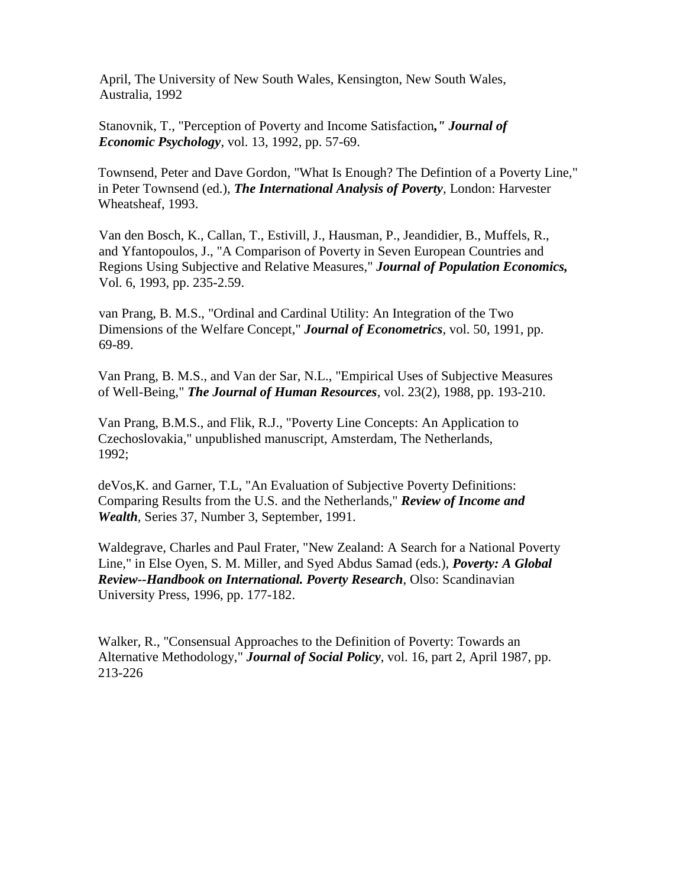April, The University of New South Wales, Kensington, New South Wales, Australia, 1992

Stanovnik, T., "Perception of Poverty and Income Satisfaction*," Journal of Economic Psychology*, vol. 13, 1992, pp. 57-69.

Townsend, Peter and Dave Gordon, "What Is Enough? The Defintion of a Poverty Line," in Peter Townsend (ed.), ***The International Analysis of Poverty***, London: Harvester Wheatsheaf, 1993.

Van den Bosch, K., Callan, T., Estivill, J., Hausman, P., Jeandidier, B., Muffels, R., and Yfantopoulos, J., "A Comparison of Poverty in Seven European Countries and Regions Using Subjective and Relative Measures," ***Journal of Population Economics,*** Vol. 6, 1993, pp. 235-2.59.

van Prang, B. M.S., "Ordinal and Cardinal Utility: An Integration of the Two Dimensions of the Welfare Concept," ***Journal of Econometrics***, vol. 50, 1991, pp. 69-89.

Van Prang, B. M.S., and Van der Sar, N.L., "Empirical Uses of Subjective Measures of Well-Being," ***The Journal of Human Resources***, vol. 23(2), 1988, pp. 193-210.

Van Prang, B.M.S., and Flik, R.J., "Poverty Line Concepts: An Application to Czechoslovakia," unpublished manuscript, Amsterdam, The Netherlands, 1992;

deVos,K. and Garner, T.L, "An Evaluation of Subjective Poverty Definitions: Comparing Results from the U.S. and the Netherlands," ***Review of Income and Wealth***, Series 37, Number 3, September, 1991.

Waldegrave, Charles and Paul Frater, "New Zealand: A Search for a National Poverty Line," in Else Oyen, S. M. Miller, and Syed Abdus Samad (eds.), ***Poverty: A Global Review--Handbook on International. Poverty Research***, Olso: Scandinavian University Press, 1996, pp. 177-182.

Walker, R., "Consensual Approaches to the Definition of Poverty: Towards an Alternative Methodology," ***Journal of Social Policy***, vol. 16, part 2, April 1987, pp. 213-226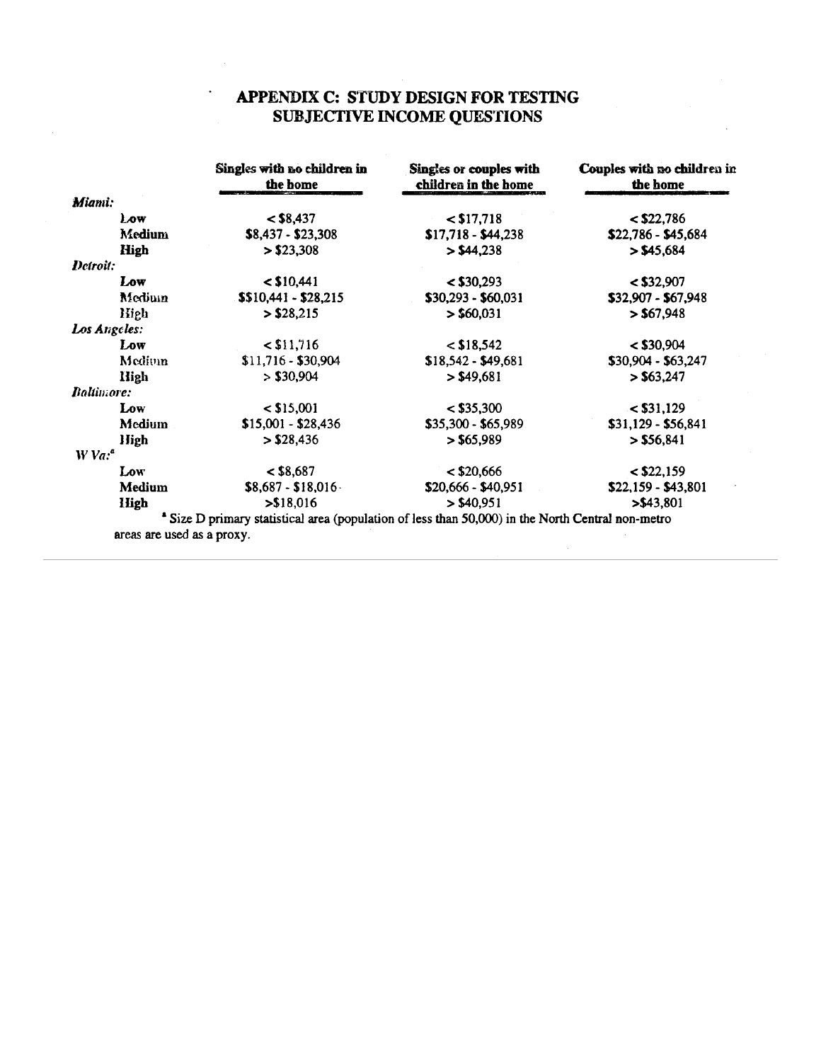# APPENDIX C: STUDY DESIGN FOR TESTING SUBJECTIVE INCOME QUESTIONS

| | Singles with no children in the home | Singles or couples with children in the home | Couples with no children in the home |
|---|---|---|---|
| *Miami:* | | | |
| Low | < $8,437 | < $17,718 | < $22,786 |
| Medium | $8,437 - $23,308 | $17,718 - $44,238 | $22,786 - $45,684 |
| High | > $23,308 | > $44,238 | > $45,684 |
| *Detroit:* | | | |
| Low | < $10,441 | < $30,293 | < $32,907 |
| Medium | $$10,441 - $28,215 | $30,293 - $60,031 | $32,907 - $67,948 |
| High | > $28,215 | > $60,031 | > $67,948 |
| *Los Angeles:* | | | |
| Low | < $11,716 | < $18,542 | < $30,904 |
| Medium | $11,716 - $30,904 | $18,542 - $49,681 | $30,904 - $63,247 |
| High | > $30,904 | > $49,681 | > $63,247 |
| *Baltimore:* | | | |
| Low | < $15,001 | < $35,300 | < $31,129 |
| Medium | $15,001 - $28,436 | $35,300 - $65,989 | $31,129 - $56,841 |
| High | > $28,436 | > $65,989 | > $56,841 |
| *W Va:*[a] | | | |
| Low | < $8,687 | < $20,666 | < $22,159 |
| Medium | $8,687 - $18,016 | $20,666 - $40,951 | $22,159 - $43,801 |
| High | >$18,016 | > $40,951 | >$43,801 |

[a] Size D primary statistical area (population of less than 50,000) in the North Central non-metro areas are used as a proxy.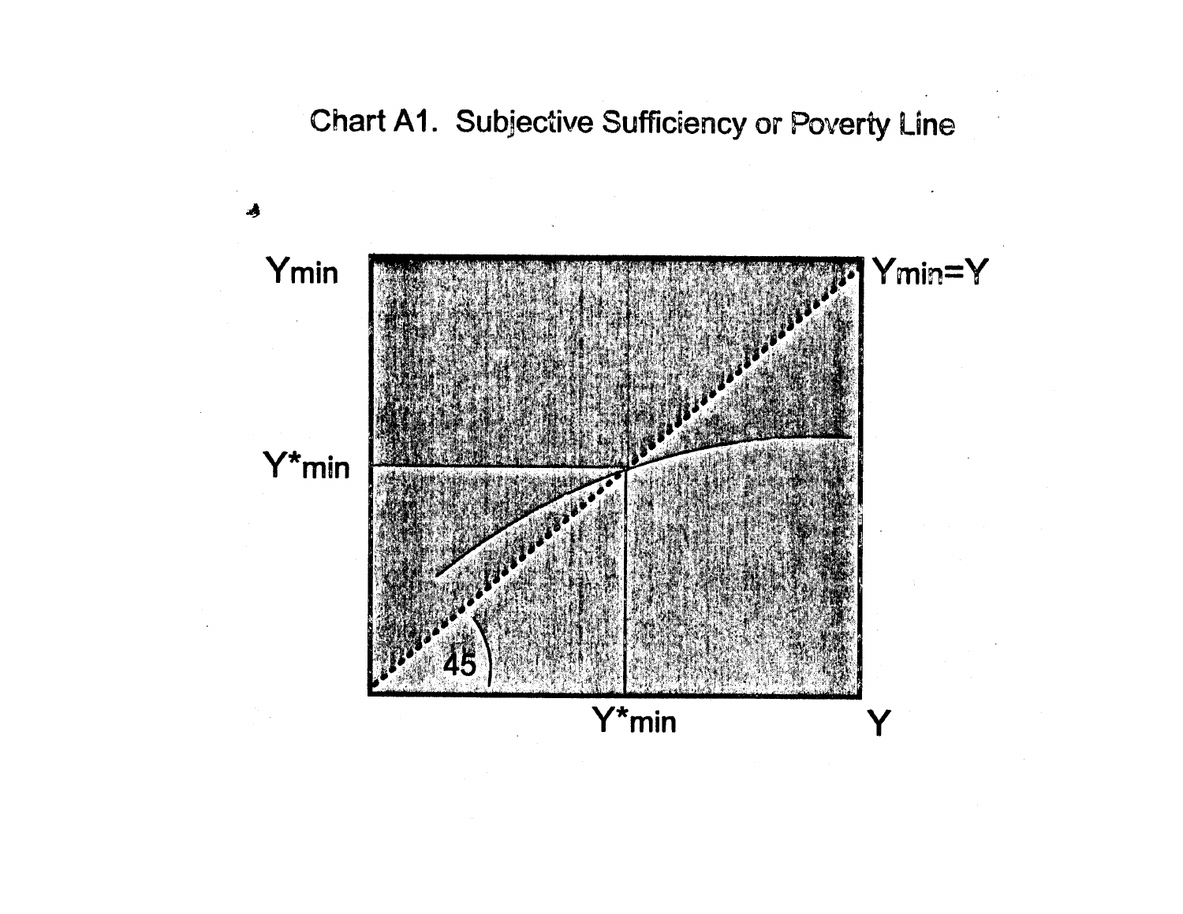Chart A1. Subjective Sufficiency or Poverty Line

Ymin

Ymin=Y

Y*min

45

Y*min

Y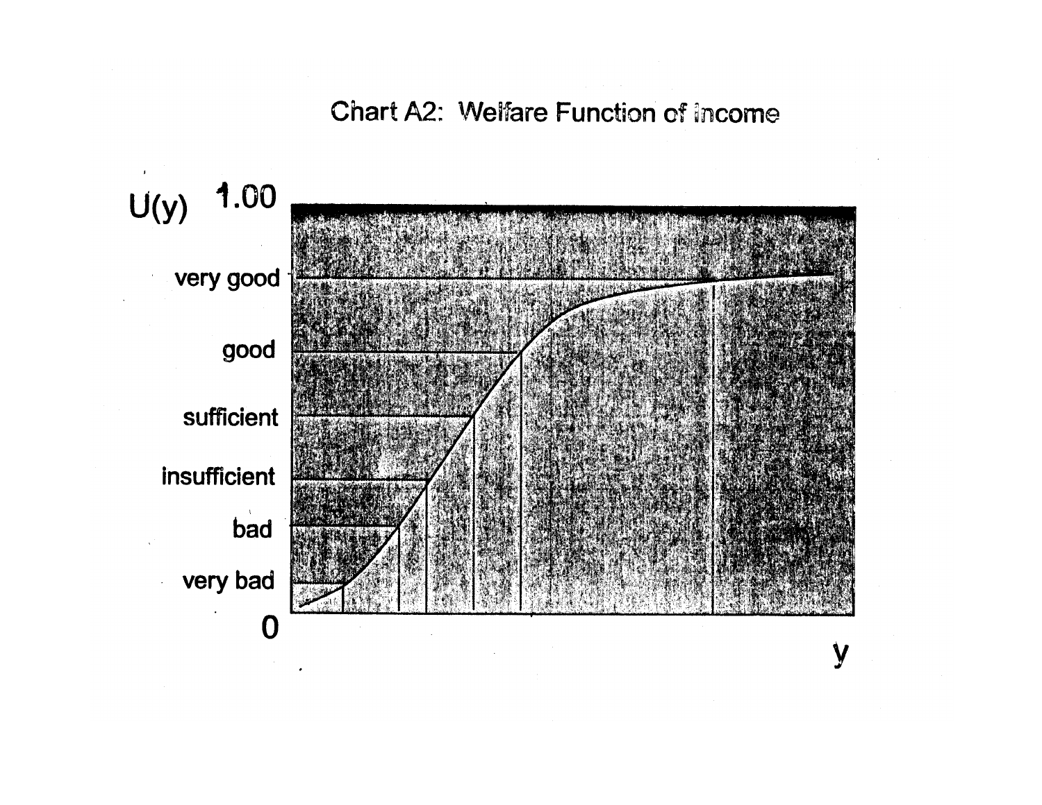Chart A2: Welfare Function of Income

U(y) 1.00

very good

good

sufficient

insufficient

bad

very bad

0

y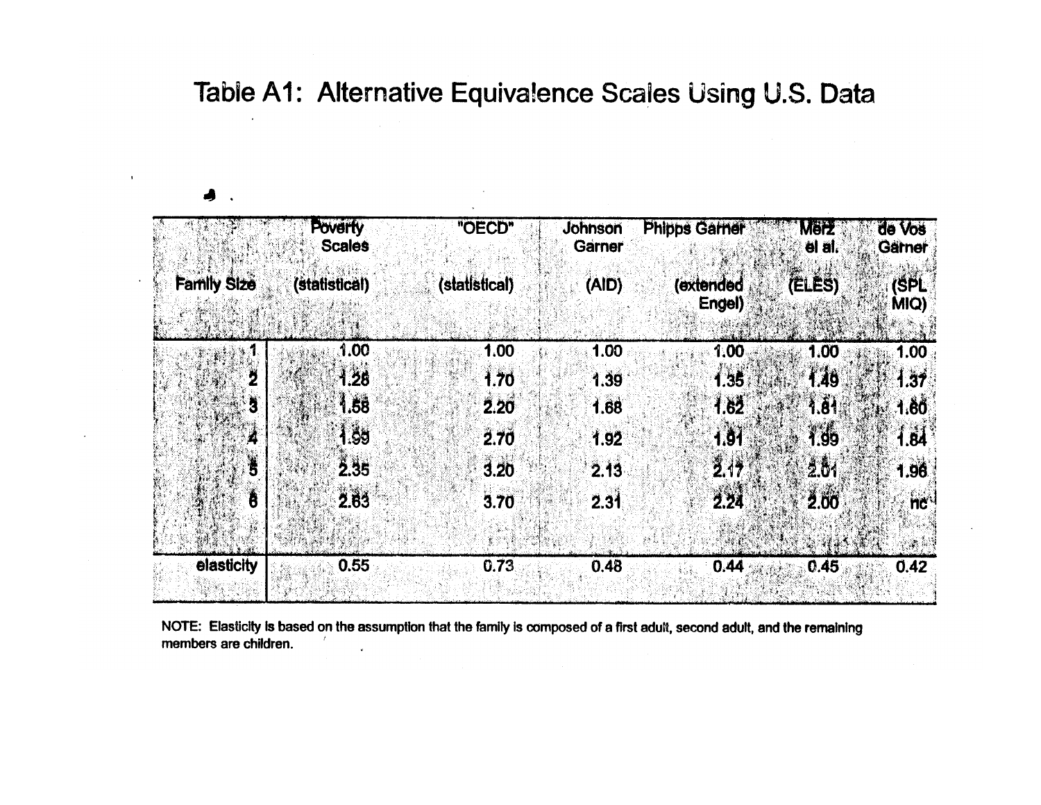# Table A1: Alternative Equivalence Scales Using U.S. Data

| Family Size | Poverty Scales (statistical) | "OECD" (statistical) | Johnson Garner (AID) | Phipps Garner (extended Engel) | Merz et al. (ELES) | de Vos Garner (SPL MIQ) |
|---|---|---|---|---|---|---|
| 1 | 1.00 | 1.00 | 1.00 | 1.00 | 1.00 | 1.00 |
| 2 | 1.28 | 1.70 | 1.39 | 1.35 | 1.49 | 1.37 |
| 3 | 1.58 | 2.20 | 1.68 | 1.62 | 1.81 | 1.60 |
| 4 | 1.99 | 2.70 | 1.92 | 1.91 | 1.99 | 1.84 |
| 5 | 2.35 | 3.20 | 2.13 | 2.17 | 2.01 | 1.98 |
| 6 | 2.63 | 3.70 | 2.31 | 2.24 | 2.00 | nc |
| elasticity | 0.55 | 0.73 | 0.48 | 0.44 | 0.45 | 0.42 |

NOTE: Elasticity is based on the assumption that the family is composed of a first adult, second adult, and the remaining members are children.